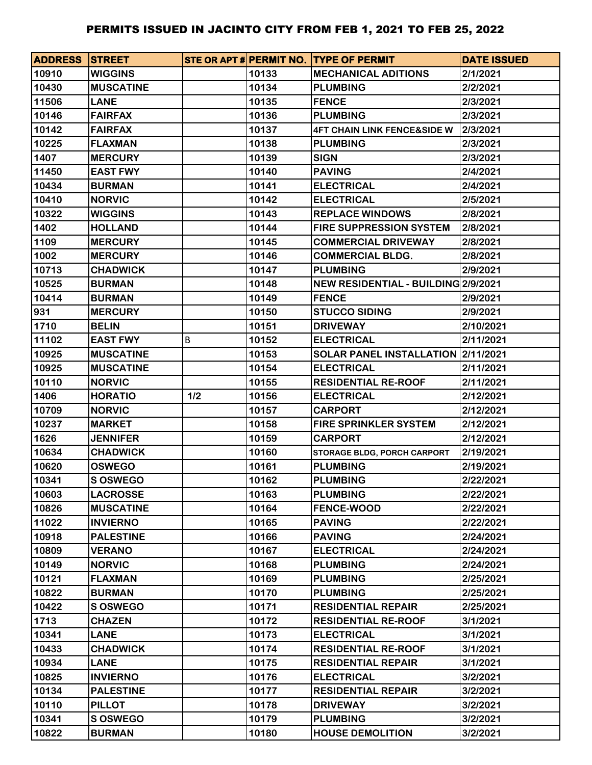# PERMITS ISSUED IN JACINTO CITY FROM FEB 1, 2021 TO FEB 25, 2022

| ADDRESS | STREET | STE OR APT # | PERMIT NO. | TYPE OF PERMIT | DATE ISSUED |
|---|---|---|---|---|---|
| 10910 | WIGGINS | | 10133 | MECHANICAL ADITIONS | 2/1/2021 |
| 10430 | MUSCATINE | | 10134 | PLUMBING | 2/2/2021 |
| 11506 | LANE | | 10135 | FENCE | 2/3/2021 |
| 10146 | FAIRFAX | | 10136 | PLUMBING | 2/3/2021 |
| 10142 | FAIRFAX | | 10137 | 4FT CHAIN LINK FENCE&SIDE W | 2/3/2021 |
| 10225 | FLAXMAN | | 10138 | PLUMBING | 2/3/2021 |
| 1407 | MERCURY | | 10139 | SIGN | 2/3/2021 |
| 11450 | EAST FWY | | 10140 | PAVING | 2/4/2021 |
| 10434 | BURMAN | | 10141 | ELECTRICAL | 2/4/2021 |
| 10410 | NORVIC | | 10142 | ELECTRICAL | 2/5/2021 |
| 10322 | WIGGINS | | 10143 | REPLACE WINDOWS | 2/8/2021 |
| 1402 | HOLLAND | | 10144 | FIRE SUPPRESSION SYSTEM | 2/8/2021 |
| 1109 | MERCURY | | 10145 | COMMERCIAL DRIVEWAY | 2/8/2021 |
| 1002 | MERCURY | | 10146 | COMMERCIAL BLDG. | 2/8/2021 |
| 10713 | CHADWICK | | 10147 | PLUMBING | 2/9/2021 |
| 10525 | BURMAN | | 10148 | NEW RESIDENTIAL - BUILDING | 2/9/2021 |
| 10414 | BURMAN | | 10149 | FENCE | 2/9/2021 |
| 931 | MERCURY | | 10150 | STUCCO SIDING | 2/9/2021 |
| 1710 | BELIN | | 10151 | DRIVEWAY | 2/10/2021 |
| 11102 | EAST FWY | B | 10152 | ELECTRICAL | 2/11/2021 |
| 10925 | MUSCATINE | | 10153 | SOLAR PANEL INSTALLATION | 2/11/2021 |
| 10925 | MUSCATINE | | 10154 | ELECTRICAL | 2/11/2021 |
| 10110 | NORVIC | | 10155 | RESIDENTIAL RE-ROOF | 2/11/2021 |
| 1406 | HORATIO | 1/2 | 10156 | ELECTRICAL | 2/12/2021 |
| 10709 | NORVIC | | 10157 | CARPORT | 2/12/2021 |
| 10237 | MARKET | | 10158 | FIRE SPRINKLER SYSTEM | 2/12/2021 |
| 1626 | JENNIFER | | 10159 | CARPORT | 2/12/2021 |
| 10634 | CHADWICK | | 10160 | STORAGE BLDG, PORCH CARPORT | 2/19/2021 |
| 10620 | OSWEGO | | 10161 | PLUMBING | 2/19/2021 |
| 10341 | S OSWEGO | | 10162 | PLUMBING | 2/22/2021 |
| 10603 | LACROSSE | | 10163 | PLUMBING | 2/22/2021 |
| 10826 | MUSCATINE | | 10164 | FENCE-WOOD | 2/22/2021 |
| 11022 | INVIERNO | | 10165 | PAVING | 2/22/2021 |
| 10918 | PALESTINE | | 10166 | PAVING | 2/24/2021 |
| 10809 | VERANO | | 10167 | ELECTRICAL | 2/24/2021 |
| 10149 | NORVIC | | 10168 | PLUMBING | 2/24/2021 |
| 10121 | FLAXMAN | | 10169 | PLUMBING | 2/25/2021 |
| 10822 | BURMAN | | 10170 | PLUMBING | 2/25/2021 |
| 10422 | S OSWEGO | | 10171 | RESIDENTIAL REPAIR | 2/25/2021 |
| 1713 | CHAZEN | | 10172 | RESIDENTIAL RE-ROOF | 3/1/2021 |
| 10341 | LANE | | 10173 | ELECTRICAL | 3/1/2021 |
| 10433 | CHADWICK | | 10174 | RESIDENTIAL RE-ROOF | 3/1/2021 |
| 10934 | LANE | | 10175 | RESIDENTIAL REPAIR | 3/1/2021 |
| 10825 | INVIERNO | | 10176 | ELECTRICAL | 3/2/2021 |
| 10134 | PALESTINE | | 10177 | RESIDENTIAL REPAIR | 3/2/2021 |
| 10110 | PILLOT | | 10178 | DRIVEWAY | 3/2/2021 |
| 10341 | S OSWEGO | | 10179 | PLUMBING | 3/2/2021 |
| 10822 | BURMAN | | 10180 | HOUSE DEMOLITION | 3/2/2021 |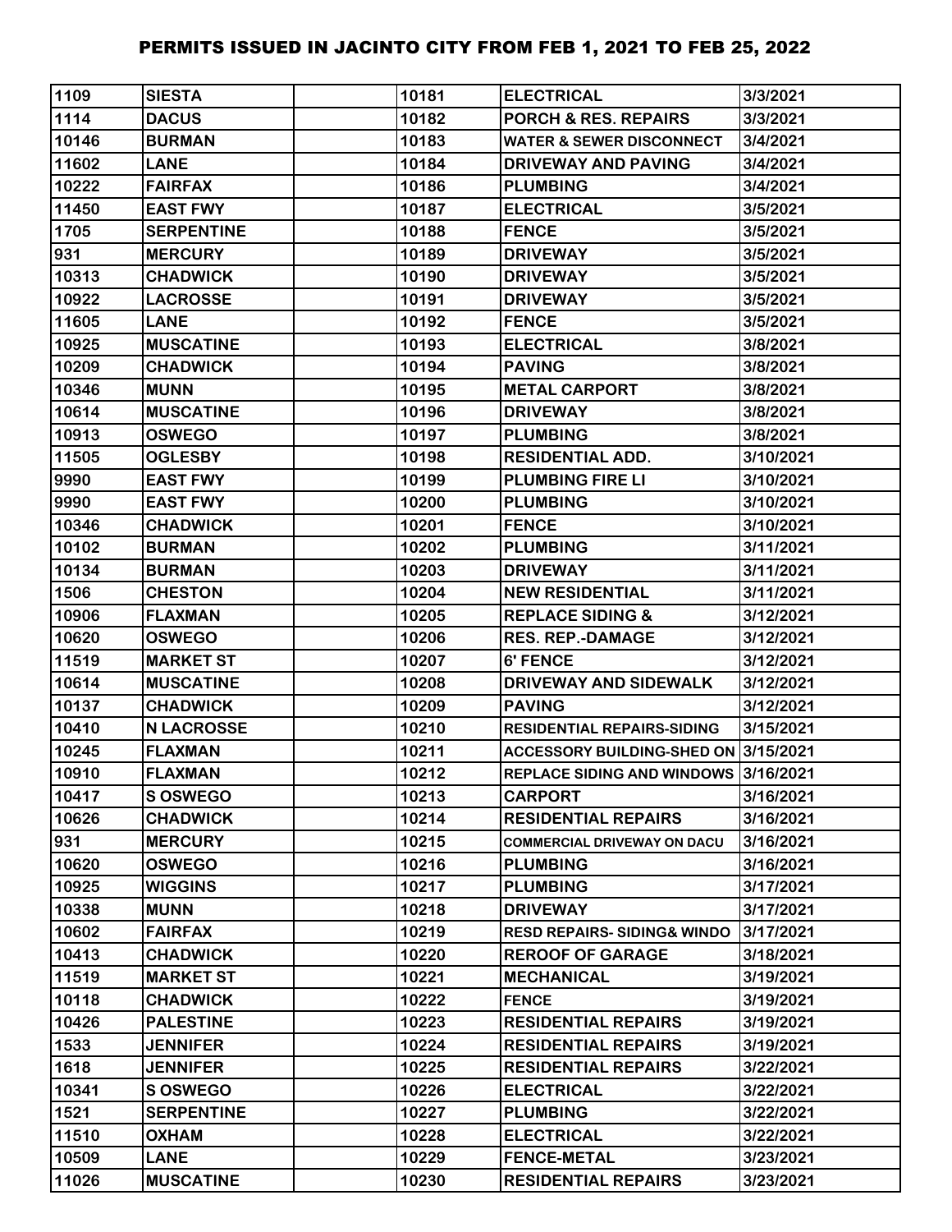# PERMITS ISSUED IN JACINTO CITY FROM FEB 1, 2021 TO FEB 25, 2022

| | | | | | |
|---|---|---|---|---|---|
| 1109 | SIESTA | | 10181 | ELECTRICAL | 3/3/2021 |
| 1114 | DACUS | | 10182 | PORCH & RES. REPAIRS | 3/3/2021 |
| 10146 | BURMAN | | 10183 | WATER & SEWER DISCONNECT | 3/4/2021 |
| 11602 | LANE | | 10184 | DRIVEWAY AND PAVING | 3/4/2021 |
| 10222 | FAIRFAX | | 10186 | PLUMBING | 3/4/2021 |
| 11450 | EAST FWY | | 10187 | ELECTRICAL | 3/5/2021 |
| 1705 | SERPENTINE | | 10188 | FENCE | 3/5/2021 |
| 931 | MERCURY | | 10189 | DRIVEWAY | 3/5/2021 |
| 10313 | CHADWICK | | 10190 | DRIVEWAY | 3/5/2021 |
| 10922 | LACROSSE | | 10191 | DRIVEWAY | 3/5/2021 |
| 11605 | LANE | | 10192 | FENCE | 3/5/2021 |
| 10925 | MUSCATINE | | 10193 | ELECTRICAL | 3/8/2021 |
| 10209 | CHADWICK | | 10194 | PAVING | 3/8/2021 |
| 10346 | MUNN | | 10195 | METAL CARPORT | 3/8/2021 |
| 10614 | MUSCATINE | | 10196 | DRIVEWAY | 3/8/2021 |
| 10913 | OSWEGO | | 10197 | PLUMBING | 3/8/2021 |
| 11505 | OGLESBY | | 10198 | RESIDENTIAL ADD. | 3/10/2021 |
| 9990 | EAST FWY | | 10199 | PLUMBING FIRE LI | 3/10/2021 |
| 9990 | EAST FWY | | 10200 | PLUMBING | 3/10/2021 |
| 10346 | CHADWICK | | 10201 | FENCE | 3/10/2021 |
| 10102 | BURMAN | | 10202 | PLUMBING | 3/11/2021 |
| 10134 | BURMAN | | 10203 | DRIVEWAY | 3/11/2021 |
| 1506 | CHESTON | | 10204 | NEW RESIDENTIAL | 3/11/2021 |
| 10906 | FLAXMAN | | 10205 | REPLACE SIDING & | 3/12/2021 |
| 10620 | OSWEGO | | 10206 | RES. REP.-DAMAGE | 3/12/2021 |
| 11519 | MARKET ST | | 10207 | 6' FENCE | 3/12/2021 |
| 10614 | MUSCATINE | | 10208 | DRIVEWAY AND SIDEWALK | 3/12/2021 |
| 10137 | CHADWICK | | 10209 | PAVING | 3/12/2021 |
| 10410 | N LACROSSE | | 10210 | RESIDENTIAL REPAIRS-SIDING | 3/15/2021 |
| 10245 | FLAXMAN | | 10211 | ACCESSORY BUILDING-SHED ON | 3/15/2021 |
| 10910 | FLAXMAN | | 10212 | REPLACE SIDING AND WINDOWS | 3/16/2021 |
| 10417 | S OSWEGO | | 10213 | CARPORT | 3/16/2021 |
| 10626 | CHADWICK | | 10214 | RESIDENTIAL REPAIRS | 3/16/2021 |
| 931 | MERCURY | | 10215 | COMMERCIAL DRIVEWAY ON DACU | 3/16/2021 |
| 10620 | OSWEGO | | 10216 | PLUMBING | 3/16/2021 |
| 10925 | WIGGINS | | 10217 | PLUMBING | 3/17/2021 |
| 10338 | MUNN | | 10218 | DRIVEWAY | 3/17/2021 |
| 10602 | FAIRFAX | | 10219 | RESD REPAIRS- SIDING& WINDO | 3/17/2021 |
| 10413 | CHADWICK | | 10220 | REROOF OF GARAGE | 3/18/2021 |
| 11519 | MARKET ST | | 10221 | MECHANICAL | 3/19/2021 |
| 10118 | CHADWICK | | 10222 | FENCE | 3/19/2021 |
| 10426 | PALESTINE | | 10223 | RESIDENTIAL REPAIRS | 3/19/2021 |
| 1533 | JENNIFER | | 10224 | RESIDENTIAL REPAIRS | 3/19/2021 |
| 1618 | JENNIFER | | 10225 | RESIDENTIAL REPAIRS | 3/22/2021 |
| 10341 | S OSWEGO | | 10226 | ELECTRICAL | 3/22/2021 |
| 1521 | SERPENTINE | | 10227 | PLUMBING | 3/22/2021 |
| 11510 | OXHAM | | 10228 | ELECTRICAL | 3/22/2021 |
| 10509 | LANE | | 10229 | FENCE-METAL | 3/23/2021 |
| 11026 | MUSCATINE | | 10230 | RESIDENTIAL REPAIRS | 3/23/2021 |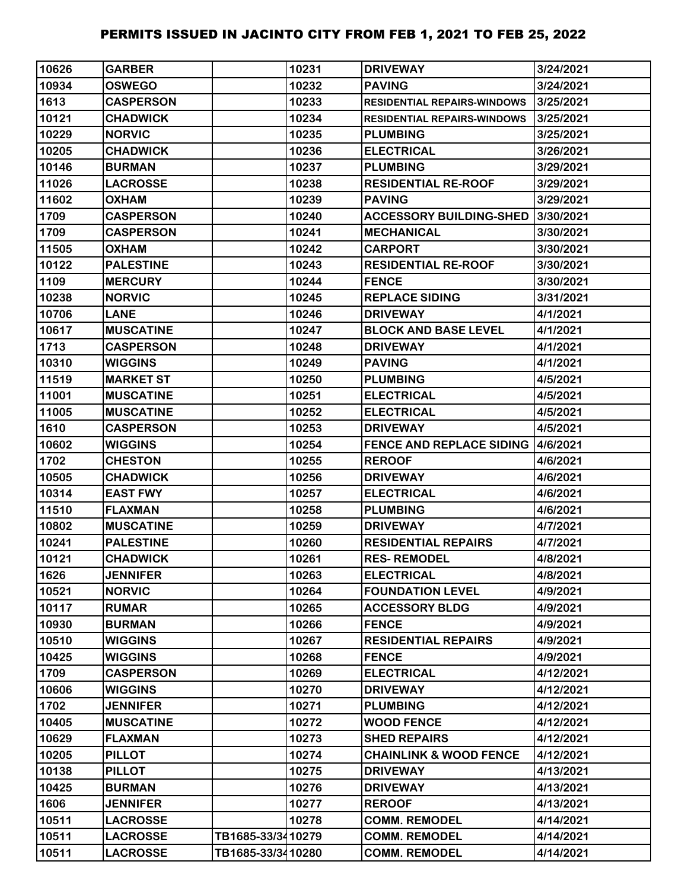# PERMITS ISSUED IN JACINTO CITY FROM FEB 1, 2021 TO FEB 25, 2022

| | | | | | |
|---|---|---|---|---|---|
| 10626 | GARBER | | 10231 | DRIVEWAY | 3/24/2021 |
| 10934 | OSWEGO | | 10232 | PAVING | 3/24/2021 |
| 1613 | CASPERSON | | 10233 | RESIDENTIAL REPAIRS-WINDOWS | 3/25/2021 |
| 10121 | CHADWICK | | 10234 | RESIDENTIAL REPAIRS-WINDOWS | 3/25/2021 |
| 10229 | NORVIC | | 10235 | PLUMBING | 3/25/2021 |
| 10205 | CHADWICK | | 10236 | ELECTRICAL | 3/26/2021 |
| 10146 | BURMAN | | 10237 | PLUMBING | 3/29/2021 |
| 11026 | LACROSSE | | 10238 | RESIDENTIAL RE-ROOF | 3/29/2021 |
| 11602 | OXHAM | | 10239 | PAVING | 3/29/2021 |
| 1709 | CASPERSON | | 10240 | ACCESSORY BUILDING-SHED | 3/30/2021 |
| 1709 | CASPERSON | | 10241 | MECHANICAL | 3/30/2021 |
| 11505 | OXHAM | | 10242 | CARPORT | 3/30/2021 |
| 10122 | PALESTINE | | 10243 | RESIDENTIAL RE-ROOF | 3/30/2021 |
| 1109 | MERCURY | | 10244 | FENCE | 3/30/2021 |
| 10238 | NORVIC | | 10245 | REPLACE SIDING | 3/31/2021 |
| 10706 | LANE | | 10246 | DRIVEWAY | 4/1/2021 |
| 10617 | MUSCATINE | | 10247 | BLOCK AND BASE LEVEL | 4/1/2021 |
| 1713 | CASPERSON | | 10248 | DRIVEWAY | 4/1/2021 |
| 10310 | WIGGINS | | 10249 | PAVING | 4/1/2021 |
| 11519 | MARKET ST | | 10250 | PLUMBING | 4/5/2021 |
| 11001 | MUSCATINE | | 10251 | ELECTRICAL | 4/5/2021 |
| 11005 | MUSCATINE | | 10252 | ELECTRICAL | 4/5/2021 |
| 1610 | CASPERSON | | 10253 | DRIVEWAY | 4/5/2021 |
| 10602 | WIGGINS | | 10254 | FENCE AND REPLACE SIDING | 4/6/2021 |
| 1702 | CHESTON | | 10255 | REROOF | 4/6/2021 |
| 10505 | CHADWICK | | 10256 | DRIVEWAY | 4/6/2021 |
| 10314 | EAST FWY | | 10257 | ELECTRICAL | 4/6/2021 |
| 11510 | FLAXMAN | | 10258 | PLUMBING | 4/6/2021 |
| 10802 | MUSCATINE | | 10259 | DRIVEWAY | 4/7/2021 |
| 10241 | PALESTINE | | 10260 | RESIDENTIAL REPAIRS | 4/7/2021 |
| 10121 | CHADWICK | | 10261 | RES- REMODEL | 4/8/2021 |
| 1626 | JENNIFER | | 10263 | ELECTRICAL | 4/8/2021 |
| 10521 | NORVIC | | 10264 | FOUNDATION LEVEL | 4/9/2021 |
| 10117 | RUMAR | | 10265 | ACCESSORY BLDG | 4/9/2021 |
| 10930 | BURMAN | | 10266 | FENCE | 4/9/2021 |
| 10510 | WIGGINS | | 10267 | RESIDENTIAL REPAIRS | 4/9/2021 |
| 10425 | WIGGINS | | 10268 | FENCE | 4/9/2021 |
| 1709 | CASPERSON | | 10269 | ELECTRICAL | 4/12/2021 |
| 10606 | WIGGINS | | 10270 | DRIVEWAY | 4/12/2021 |
| 1702 | JENNIFER | | 10271 | PLUMBING | 4/12/2021 |
| 10405 | MUSCATINE | | 10272 | WOOD FENCE | 4/12/2021 |
| 10629 | FLAXMAN | | 10273 | SHED REPAIRS | 4/12/2021 |
| 10205 | PILLOT | | 10274 | CHAINLINK & WOOD FENCE | 4/12/2021 |
| 10138 | PILLOT | | 10275 | DRIVEWAY | 4/13/2021 |
| 10425 | BURMAN | | 10276 | DRIVEWAY | 4/13/2021 |
| 1606 | JENNIFER | | 10277 | REROOF | 4/13/2021 |
| 10511 | LACROSSE | | 10278 | COMM. REMODEL | 4/14/2021 |
| 10511 | LACROSSE | TB1685-33/34 | 10279 | COMM. REMODEL | 4/14/2021 |
| 10511 | LACROSSE | TB1685-33/34 | 10280 | COMM. REMODEL | 4/14/2021 |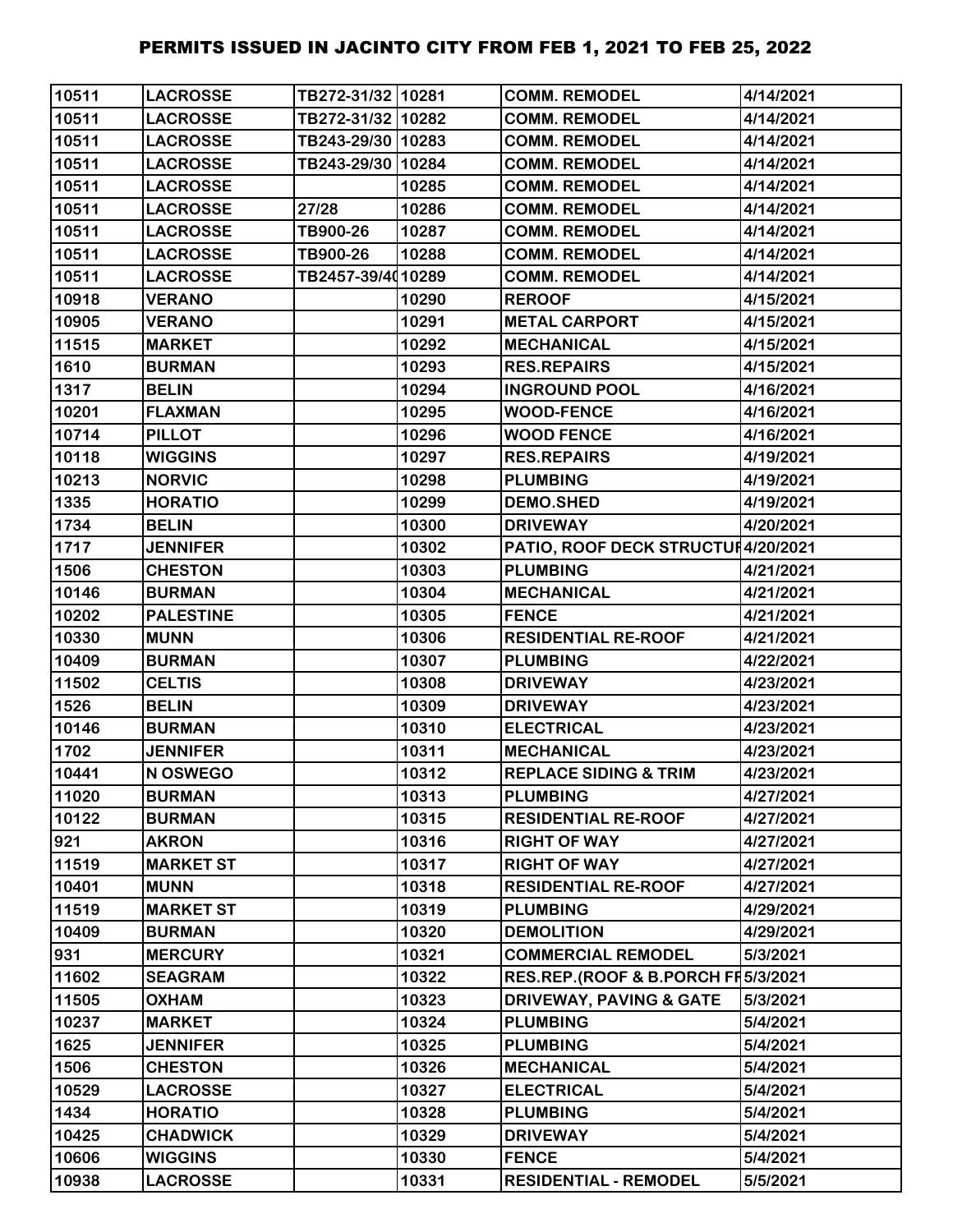# PERMITS ISSUED IN JACINTO CITY FROM FEB 1, 2021 TO FEB 25, 2022

| | | | | | |
|---|---|---|---|---|---|
| 10511 | LACROSSE | TB272-31/32 | 10281 | COMM. REMODEL | 4/14/2021 |
| 10511 | LACROSSE | TB272-31/32 | 10282 | COMM. REMODEL | 4/14/2021 |
| 10511 | LACROSSE | TB243-29/30 | 10283 | COMM. REMODEL | 4/14/2021 |
| 10511 | LACROSSE | TB243-29/30 | 10284 | COMM. REMODEL | 4/14/2021 |
| 10511 | LACROSSE | | 10285 | COMM. REMODEL | 4/14/2021 |
| 10511 | LACROSSE | 27/28 | 10286 | COMM. REMODEL | 4/14/2021 |
| 10511 | LACROSSE | TB900-26 | 10287 | COMM. REMODEL | 4/14/2021 |
| 10511 | LACROSSE | TB900-26 | 10288 | COMM. REMODEL | 4/14/2021 |
| 10511 | LACROSSE | TB2457-39/40 | 10289 | COMM. REMODEL | 4/14/2021 |
| 10918 | VERANO | | 10290 | REROOF | 4/15/2021 |
| 10905 | VERANO | | 10291 | METAL CARPORT | 4/15/2021 |
| 11515 | MARKET | | 10292 | MECHANICAL | 4/15/2021 |
| 1610 | BURMAN | | 10293 | RES.REPAIRS | 4/15/2021 |
| 1317 | BELIN | | 10294 | INGROUND POOL | 4/16/2021 |
| 10201 | FLAXMAN | | 10295 | WOOD-FENCE | 4/16/2021 |
| 10714 | PILLOT | | 10296 | WOOD FENCE | 4/16/2021 |
| 10118 | WIGGINS | | 10297 | RES.REPAIRS | 4/19/2021 |
| 10213 | NORVIC | | 10298 | PLUMBING | 4/19/2021 |
| 1335 | HORATIO | | 10299 | DEMO.SHED | 4/19/2021 |
| 1734 | BELIN | | 10300 | DRIVEWAY | 4/20/2021 |
| 1717 | JENNIFER | | 10302 | PATIO, ROOF DECK STRUCTUR | 4/20/2021 |
| 1506 | CHESTON | | 10303 | PLUMBING | 4/21/2021 |
| 10146 | BURMAN | | 10304 | MECHANICAL | 4/21/2021 |
| 10202 | PALESTINE | | 10305 | FENCE | 4/21/2021 |
| 10330 | MUNN | | 10306 | RESIDENTIAL RE-ROOF | 4/21/2021 |
| 10409 | BURMAN | | 10307 | PLUMBING | 4/22/2021 |
| 11502 | CELTIS | | 10308 | DRIVEWAY | 4/23/2021 |
| 1526 | BELIN | | 10309 | DRIVEWAY | 4/23/2021 |
| 10146 | BURMAN | | 10310 | ELECTRICAL | 4/23/2021 |
| 1702 | JENNIFER | | 10311 | MECHANICAL | 4/23/2021 |
| 10441 | N OSWEGO | | 10312 | REPLACE SIDING & TRIM | 4/23/2021 |
| 11020 | BURMAN | | 10313 | PLUMBING | 4/27/2021 |
| 10122 | BURMAN | | 10315 | RESIDENTIAL RE-ROOF | 4/27/2021 |
| 921 | AKRON | | 10316 | RIGHT OF WAY | 4/27/2021 |
| 11519 | MARKET ST | | 10317 | RIGHT OF WAY | 4/27/2021 |
| 10401 | MUNN | | 10318 | RESIDENTIAL RE-ROOF | 4/27/2021 |
| 11519 | MARKET ST | | 10319 | PLUMBING | 4/29/2021 |
| 10409 | BURMAN | | 10320 | DEMOLITION | 4/29/2021 |
| 931 | MERCURY | | 10321 | COMMERCIAL REMODEL | 5/3/2021 |
| 11602 | SEAGRAM | | 10322 | RES.REP.(ROOF & B.PORCH FR | 5/3/2021 |
| 11505 | OXHAM | | 10323 | DRIVEWAY, PAVING & GATE | 5/3/2021 |
| 10237 | MARKET | | 10324 | PLUMBING | 5/4/2021 |
| 1625 | JENNIFER | | 10325 | PLUMBING | 5/4/2021 |
| 1506 | CHESTON | | 10326 | MECHANICAL | 5/4/2021 |
| 10529 | LACROSSE | | 10327 | ELECTRICAL | 5/4/2021 |
| 1434 | HORATIO | | 10328 | PLUMBING | 5/4/2021 |
| 10425 | CHADWICK | | 10329 | DRIVEWAY | 5/4/2021 |
| 10606 | WIGGINS | | 10330 | FENCE | 5/4/2021 |
| 10938 | LACROSSE | | 10331 | RESIDENTIAL - REMODEL | 5/5/2021 |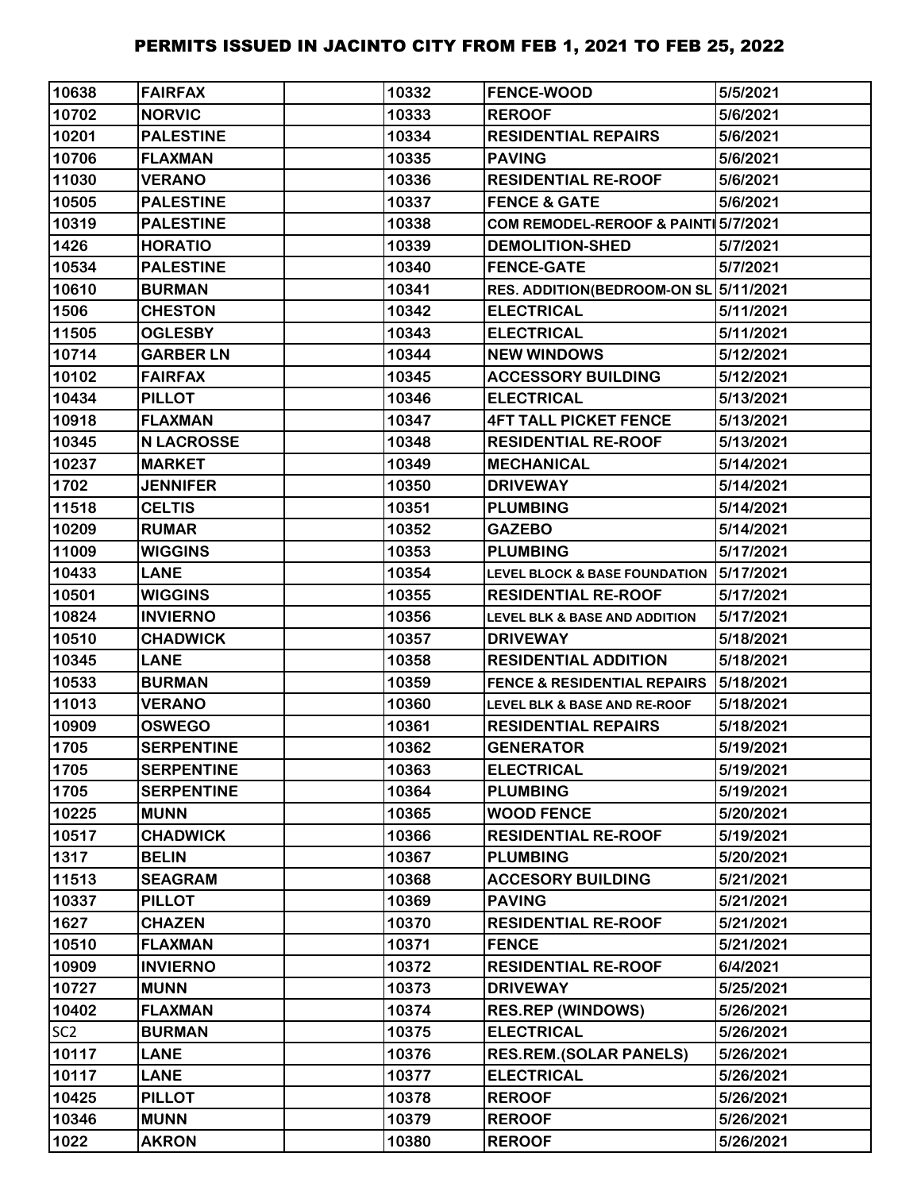# PERMITS ISSUED IN JACINTO CITY FROM FEB 1, 2021 TO FEB 25, 2022

| | | | | | |
|---|---|---|---|---|---|
| 10638 | FAIRFAX | | 10332 | FENCE-WOOD | 5/5/2021 |
| 10702 | NORVIC | | 10333 | REROOF | 5/6/2021 |
| 10201 | PALESTINE | | 10334 | RESIDENTIAL REPAIRS | 5/6/2021 |
| 10706 | FLAXMAN | | 10335 | PAVING | 5/6/2021 |
| 11030 | VERANO | | 10336 | RESIDENTIAL RE-ROOF | 5/6/2021 |
| 10505 | PALESTINE | | 10337 | FENCE & GATE | 5/6/2021 |
| 10319 | PALESTINE | | 10338 | COM REMODEL-REROOF & PAINTI | 5/7/2021 |
| 1426 | HORATIO | | 10339 | DEMOLITION-SHED | 5/7/2021 |
| 10534 | PALESTINE | | 10340 | FENCE-GATE | 5/7/2021 |
| 10610 | BURMAN | | 10341 | RES. ADDITION(BEDROOM-ON SL | 5/11/2021 |
| 1506 | CHESTON | | 10342 | ELECTRICAL | 5/11/2021 |
| 11505 | OGLESBY | | 10343 | ELECTRICAL | 5/11/2021 |
| 10714 | GARBER LN | | 10344 | NEW WINDOWS | 5/12/2021 |
| 10102 | FAIRFAX | | 10345 | ACCESSORY BUILDING | 5/12/2021 |
| 10434 | PILLOT | | 10346 | ELECTRICAL | 5/13/2021 |
| 10918 | FLAXMAN | | 10347 | 4FT TALL PICKET FENCE | 5/13/2021 |
| 10345 | N LACROSSE | | 10348 | RESIDENTIAL RE-ROOF | 5/13/2021 |
| 10237 | MARKET | | 10349 | MECHANICAL | 5/14/2021 |
| 1702 | JENNIFER | | 10350 | DRIVEWAY | 5/14/2021 |
| 11518 | CELTIS | | 10351 | PLUMBING | 5/14/2021 |
| 10209 | RUMAR | | 10352 | GAZEBO | 5/14/2021 |
| 11009 | WIGGINS | | 10353 | PLUMBING | 5/17/2021 |
| 10433 | LANE | | 10354 | LEVEL BLOCK & BASE FOUNDATION | 5/17/2021 |
| 10501 | WIGGINS | | 10355 | RESIDENTIAL RE-ROOF | 5/17/2021 |
| 10824 | INVIERNO | | 10356 | LEVEL BLK & BASE AND ADDITION | 5/17/2021 |
| 10510 | CHADWICK | | 10357 | DRIVEWAY | 5/18/2021 |
| 10345 | LANE | | 10358 | RESIDENTIAL ADDITION | 5/18/2021 |
| 10533 | BURMAN | | 10359 | FENCE & RESIDENTIAL REPAIRS | 5/18/2021 |
| 11013 | VERANO | | 10360 | LEVEL BLK & BASE AND RE-ROOF | 5/18/2021 |
| 10909 | OSWEGO | | 10361 | RESIDENTIAL REPAIRS | 5/18/2021 |
| 1705 | SERPENTINE | | 10362 | GENERATOR | 5/19/2021 |
| 1705 | SERPENTINE | | 10363 | ELECTRICAL | 5/19/2021 |
| 1705 | SERPENTINE | | 10364 | PLUMBING | 5/19/2021 |
| 10225 | MUNN | | 10365 | WOOD FENCE | 5/20/2021 |
| 10517 | CHADWICK | | 10366 | RESIDENTIAL RE-ROOF | 5/19/2021 |
| 1317 | BELIN | | 10367 | PLUMBING | 5/20/2021 |
| 11513 | SEAGRAM | | 10368 | ACCESORY BUILDING | 5/21/2021 |
| 10337 | PILLOT | | 10369 | PAVING | 5/21/2021 |
| 1627 | CHAZEN | | 10370 | RESIDENTIAL RE-ROOF | 5/21/2021 |
| 10510 | FLAXMAN | | 10371 | FENCE | 5/21/2021 |
| 10909 | INVIERNO | | 10372 | RESIDENTIAL RE-ROOF | 6/4/2021 |
| 10727 | MUNN | | 10373 | DRIVEWAY | 5/25/2021 |
| 10402 | FLAXMAN | | 10374 | RES.REP (WINDOWS) | 5/26/2021 |
| SC2 | BURMAN | | 10375 | ELECTRICAL | 5/26/2021 |
| 10117 | LANE | | 10376 | RES.REM.(SOLAR PANELS) | 5/26/2021 |
| 10117 | LANE | | 10377 | ELECTRICAL | 5/26/2021 |
| 10425 | PILLOT | | 10378 | REROOF | 5/26/2021 |
| 10346 | MUNN | | 10379 | REROOF | 5/26/2021 |
| 1022 | AKRON | | 10380 | REROOF | 5/26/2021 |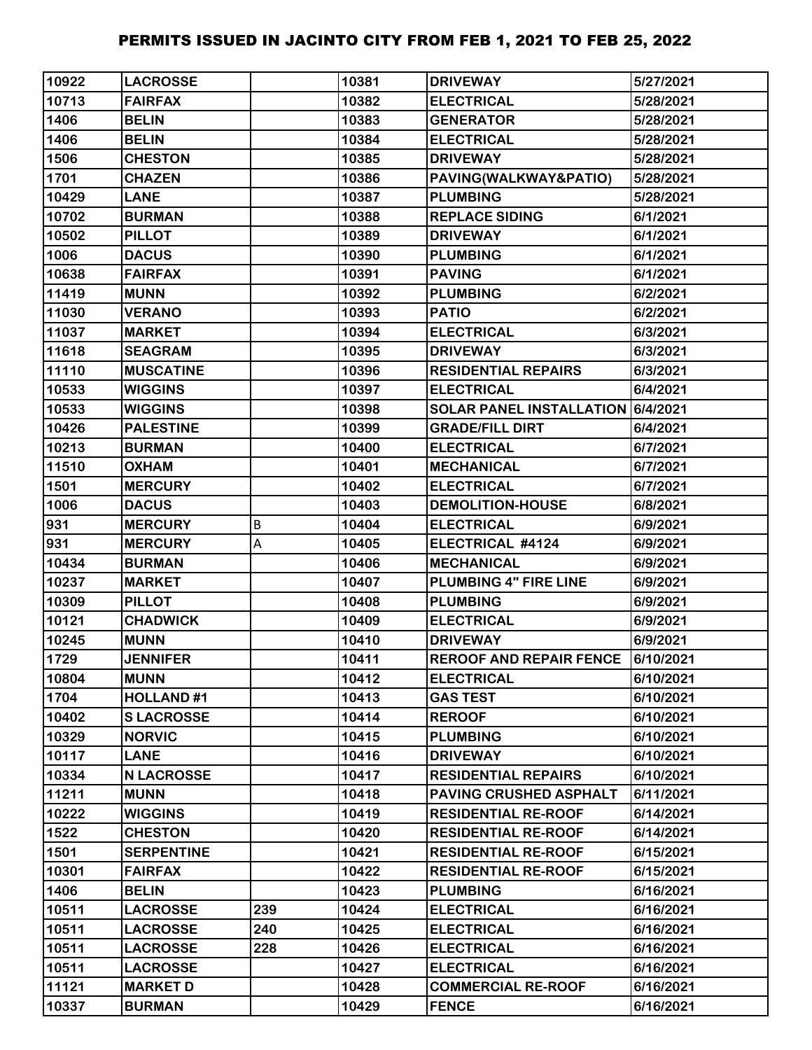# PERMITS ISSUED IN JACINTO CITY FROM FEB 1, 2021 TO FEB 25, 2022

| | | | | | |
|---|---|---|---|---|---|
| 10922 | LACROSSE | | 10381 | DRIVEWAY | 5/27/2021 |
| 10713 | FAIRFAX | | 10382 | ELECTRICAL | 5/28/2021 |
| 1406 | BELIN | | 10383 | GENERATOR | 5/28/2021 |
| 1406 | BELIN | | 10384 | ELECTRICAL | 5/28/2021 |
| 1506 | CHESTON | | 10385 | DRIVEWAY | 5/28/2021 |
| 1701 | CHAZEN | | 10386 | PAVING(WALKWAY&PATIO) | 5/28/2021 |
| 10429 | LANE | | 10387 | PLUMBING | 5/28/2021 |
| 10702 | BURMAN | | 10388 | REPLACE SIDING | 6/1/2021 |
| 10502 | PILLOT | | 10389 | DRIVEWAY | 6/1/2021 |
| 1006 | DACUS | | 10390 | PLUMBING | 6/1/2021 |
| 10638 | FAIRFAX | | 10391 | PAVING | 6/1/2021 |
| 11419 | MUNN | | 10392 | PLUMBING | 6/2/2021 |
| 11030 | VERANO | | 10393 | PATIO | 6/2/2021 |
| 11037 | MARKET | | 10394 | ELECTRICAL | 6/3/2021 |
| 11618 | SEAGRAM | | 10395 | DRIVEWAY | 6/3/2021 |
| 11110 | MUSCATINE | | 10396 | RESIDENTIAL REPAIRS | 6/3/2021 |
| 10533 | WIGGINS | | 10397 | ELECTRICAL | 6/4/2021 |
| 10533 | WIGGINS | | 10398 | SOLAR PANEL INSTALLATION | 6/4/2021 |
| 10426 | PALESTINE | | 10399 | GRADE/FILL DIRT | 6/4/2021 |
| 10213 | BURMAN | | 10400 | ELECTRICAL | 6/7/2021 |
| 11510 | OXHAM | | 10401 | MECHANICAL | 6/7/2021 |
| 1501 | MERCURY | | 10402 | ELECTRICAL | 6/7/2021 |
| 1006 | DACUS | | 10403 | DEMOLITION-HOUSE | 6/8/2021 |
| 931 | MERCURY | B | 10404 | ELECTRICAL | 6/9/2021 |
| 931 | MERCURY | A | 10405 | ELECTRICAL #4124 | 6/9/2021 |
| 10434 | BURMAN | | 10406 | MECHANICAL | 6/9/2021 |
| 10237 | MARKET | | 10407 | PLUMBING 4" FIRE LINE | 6/9/2021 |
| 10309 | PILLOT | | 10408 | PLUMBING | 6/9/2021 |
| 10121 | CHADWICK | | 10409 | ELECTRICAL | 6/9/2021 |
| 10245 | MUNN | | 10410 | DRIVEWAY | 6/9/2021 |
| 1729 | JENNIFER | | 10411 | REROOF AND REPAIR FENCE | 6/10/2021 |
| 10804 | MUNN | | 10412 | ELECTRICAL | 6/10/2021 |
| 1704 | HOLLAND #1 | | 10413 | GAS TEST | 6/10/2021 |
| 10402 | S LACROSSE | | 10414 | REROOF | 6/10/2021 |
| 10329 | NORVIC | | 10415 | PLUMBING | 6/10/2021 |
| 10117 | LANE | | 10416 | DRIVEWAY | 6/10/2021 |
| 10334 | N LACROSSE | | 10417 | RESIDENTIAL REPAIRS | 6/10/2021 |
| 11211 | MUNN | | 10418 | PAVING CRUSHED ASPHALT | 6/11/2021 |
| 10222 | WIGGINS | | 10419 | RESIDENTIAL RE-ROOF | 6/14/2021 |
| 1522 | CHESTON | | 10420 | RESIDENTIAL RE-ROOF | 6/14/2021 |
| 1501 | SERPENTINE | | 10421 | RESIDENTIAL RE-ROOF | 6/15/2021 |
| 10301 | FAIRFAX | | 10422 | RESIDENTIAL RE-ROOF | 6/15/2021 |
| 1406 | BELIN | | 10423 | PLUMBING | 6/16/2021 |
| 10511 | LACROSSE | 239 | 10424 | ELECTRICAL | 6/16/2021 |
| 10511 | LACROSSE | 240 | 10425 | ELECTRICAL | 6/16/2021 |
| 10511 | LACROSSE | 228 | 10426 | ELECTRICAL | 6/16/2021 |
| 10511 | LACROSSE | | 10427 | ELECTRICAL | 6/16/2021 |
| 11121 | MARKET D | | 10428 | COMMERCIAL RE-ROOF | 6/16/2021 |
| 10337 | BURMAN | | 10429 | FENCE | 6/16/2021 |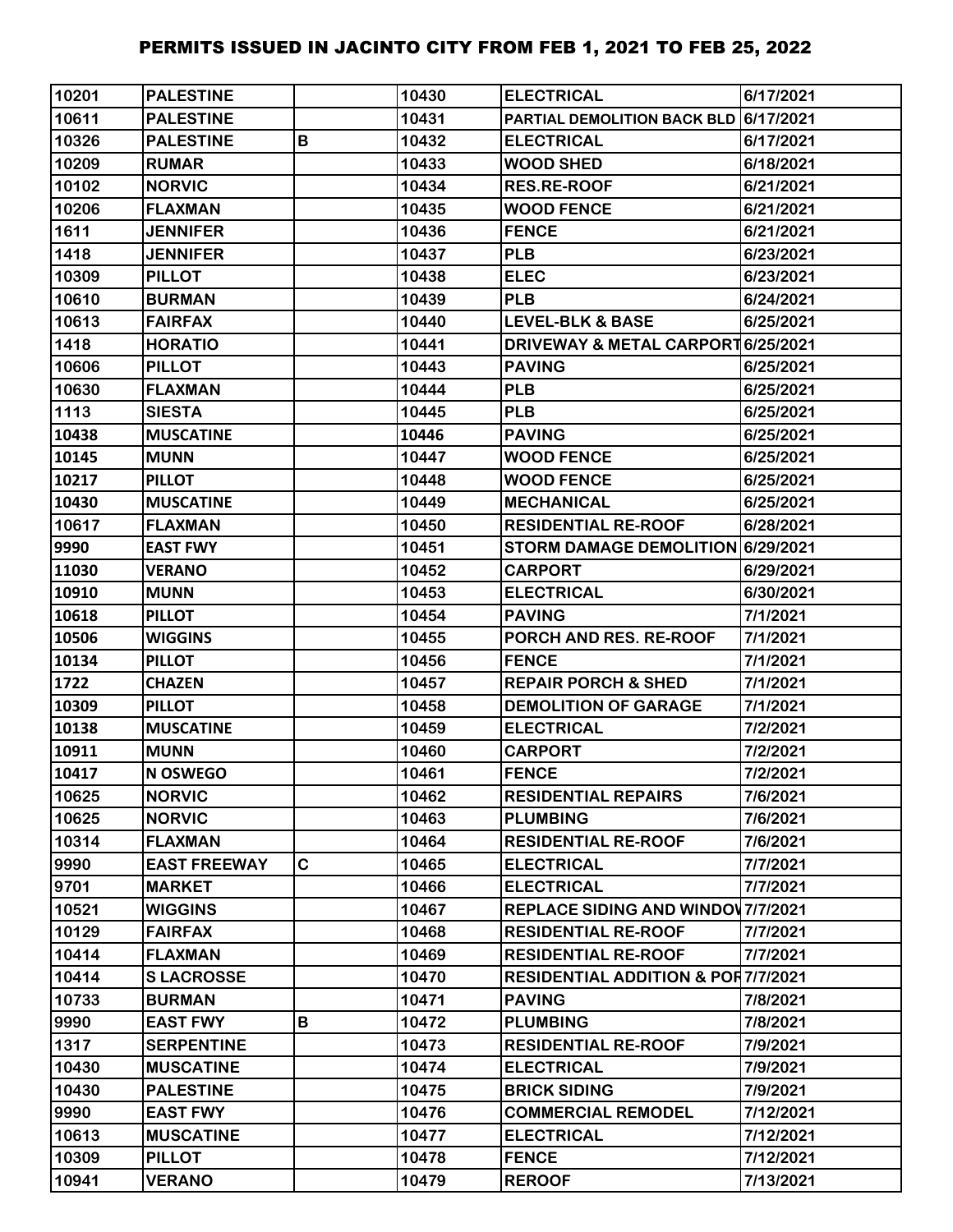# PERMITS ISSUED IN JACINTO CITY FROM FEB 1, 2021 TO FEB 25, 2022

| | | | | | |
|---|---|---|---|---|---|
| 10201 | PALESTINE | | 10430 | ELECTRICAL | 6/17/2021 |
| 10611 | PALESTINE | | 10431 | PARTIAL DEMOLITION BACK BLD | 6/17/2021 |
| 10326 | PALESTINE | B | 10432 | ELECTRICAL | 6/17/2021 |
| 10209 | RUMAR | | 10433 | WOOD SHED | 6/18/2021 |
| 10102 | NORVIC | | 10434 | RES.RE-ROOF | 6/21/2021 |
| 10206 | FLAXMAN | | 10435 | WOOD FENCE | 6/21/2021 |
| 1611 | JENNIFER | | 10436 | FENCE | 6/21/2021 |
| 1418 | JENNIFER | | 10437 | PLB | 6/23/2021 |
| 10309 | PILLOT | | 10438 | ELEC | 6/23/2021 |
| 10610 | BURMAN | | 10439 | PLB | 6/24/2021 |
| 10613 | FAIRFAX | | 10440 | LEVEL-BLK & BASE | 6/25/2021 |
| 1418 | HORATIO | | 10441 | DRIVEWAY & METAL CARPORT | 6/25/2021 |
| 10606 | PILLOT | | 10443 | PAVING | 6/25/2021 |
| 10630 | FLAXMAN | | 10444 | PLB | 6/25/2021 |
| 1113 | SIESTA | | 10445 | PLB | 6/25/2021 |
| 10438 | MUSCATINE | | 10446 | PAVING | 6/25/2021 |
| 10145 | MUNN | | 10447 | WOOD FENCE | 6/25/2021 |
| 10217 | PILLOT | | 10448 | WOOD FENCE | 6/25/2021 |
| 10430 | MUSCATINE | | 10449 | MECHANICAL | 6/25/2021 |
| 10617 | FLAXMAN | | 10450 | RESIDENTIAL RE-ROOF | 6/28/2021 |
| 9990 | EAST FWY | | 10451 | STORM DAMAGE DEMOLITION | 6/29/2021 |
| 11030 | VERANO | | 10452 | CARPORT | 6/29/2021 |
| 10910 | MUNN | | 10453 | ELECTRICAL | 6/30/2021 |
| 10618 | PILLOT | | 10454 | PAVING | 7/1/2021 |
| 10506 | WIGGINS | | 10455 | PORCH AND RES. RE-ROOF | 7/1/2021 |
| 10134 | PILLOT | | 10456 | FENCE | 7/1/2021 |
| 1722 | CHAZEN | | 10457 | REPAIR PORCH & SHED | 7/1/2021 |
| 10309 | PILLOT | | 10458 | DEMOLITION OF GARAGE | 7/1/2021 |
| 10138 | MUSCATINE | | 10459 | ELECTRICAL | 7/2/2021 |
| 10911 | MUNN | | 10460 | CARPORT | 7/2/2021 |
| 10417 | N OSWEGO | | 10461 | FENCE | 7/2/2021 |
| 10625 | NORVIC | | 10462 | RESIDENTIAL REPAIRS | 7/6/2021 |
| 10625 | NORVIC | | 10463 | PLUMBING | 7/6/2021 |
| 10314 | FLAXMAN | | 10464 | RESIDENTIAL RE-ROOF | 7/6/2021 |
| 9990 | EAST FREEWAY | C | 10465 | ELECTRICAL | 7/7/2021 |
| 9701 | MARKET | | 10466 | ELECTRICAL | 7/7/2021 |
| 10521 | WIGGINS | | 10467 | REPLACE SIDING AND WINDOW | 7/7/2021 |
| 10129 | FAIRFAX | | 10468 | RESIDENTIAL RE-ROOF | 7/7/2021 |
| 10414 | FLAXMAN | | 10469 | RESIDENTIAL RE-ROOF | 7/7/2021 |
| 10414 | S LACROSSE | | 10470 | RESIDENTIAL ADDITION & POR | 7/7/2021 |
| 10733 | BURMAN | | 10471 | PAVING | 7/8/2021 |
| 9990 | EAST FWY | B | 10472 | PLUMBING | 7/8/2021 |
| 1317 | SERPENTINE | | 10473 | RESIDENTIAL RE-ROOF | 7/9/2021 |
| 10430 | MUSCATINE | | 10474 | ELECTRICAL | 7/9/2021 |
| 10430 | PALESTINE | | 10475 | BRICK SIDING | 7/9/2021 |
| 9990 | EAST FWY | | 10476 | COMMERCIAL REMODEL | 7/12/2021 |
| 10613 | MUSCATINE | | 10477 | ELECTRICAL | 7/12/2021 |
| 10309 | PILLOT | | 10478 | FENCE | 7/12/2021 |
| 10941 | VERANO | | 10479 | REROOF | 7/13/2021 |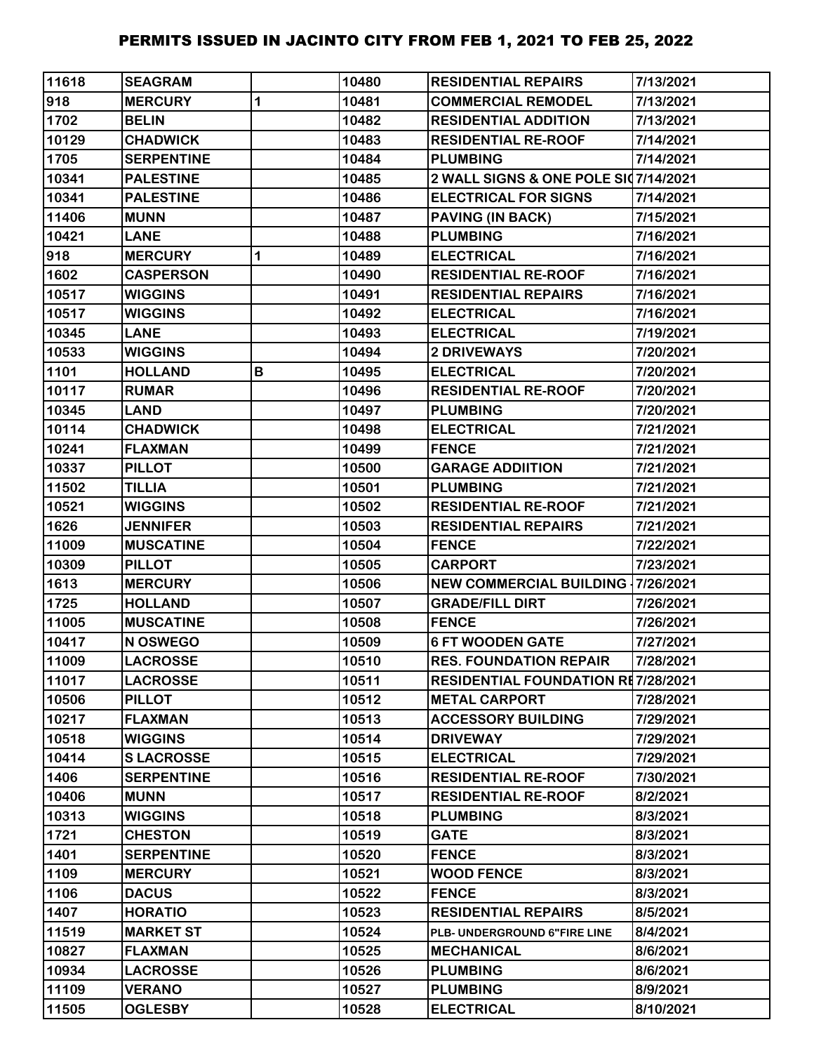# PERMITS ISSUED IN JACINTO CITY FROM FEB 1, 2021 TO FEB 25, 2022

| | | | | | |
|---|---|---|---|---|---|
| 11618 | SEAGRAM | | 10480 | RESIDENTIAL REPAIRS | 7/13/2021 |
| 918 | MERCURY | 1 | 10481 | COMMERCIAL REMODEL | 7/13/2021 |
| 1702 | BELIN | | 10482 | RESIDENTIAL ADDITION | 7/13/2021 |
| 10129 | CHADWICK | | 10483 | RESIDENTIAL RE-ROOF | 7/14/2021 |
| 1705 | SERPENTINE | | 10484 | PLUMBING | 7/14/2021 |
| 10341 | PALESTINE | | 10485 | 2 WALL SIGNS & ONE POLE SI( | 7/14/2021 |
| 10341 | PALESTINE | | 10486 | ELECTRICAL FOR SIGNS | 7/14/2021 |
| 11406 | MUNN | | 10487 | PAVING (IN BACK) | 7/15/2021 |
| 10421 | LANE | | 10488 | PLUMBING | 7/16/2021 |
| 918 | MERCURY | 1 | 10489 | ELECTRICAL | 7/16/2021 |
| 1602 | CASPERSON | | 10490 | RESIDENTIAL RE-ROOF | 7/16/2021 |
| 10517 | WIGGINS | | 10491 | RESIDENTIAL REPAIRS | 7/16/2021 |
| 10517 | WIGGINS | | 10492 | ELECTRICAL | 7/16/2021 |
| 10345 | LANE | | 10493 | ELECTRICAL | 7/19/2021 |
| 10533 | WIGGINS | | 10494 | 2 DRIVEWAYS | 7/20/2021 |
| 1101 | HOLLAND | B | 10495 | ELECTRICAL | 7/20/2021 |
| 10117 | RUMAR | | 10496 | RESIDENTIAL RE-ROOF | 7/20/2021 |
| 10345 | LAND | | 10497 | PLUMBING | 7/20/2021 |
| 10114 | CHADWICK | | 10498 | ELECTRICAL | 7/21/2021 |
| 10241 | FLAXMAN | | 10499 | FENCE | 7/21/2021 |
| 10337 | PILLOT | | 10500 | GARAGE ADDIITION | 7/21/2021 |
| 11502 | TILLIA | | 10501 | PLUMBING | 7/21/2021 |
| 10521 | WIGGINS | | 10502 | RESIDENTIAL RE-ROOF | 7/21/2021 |
| 1626 | JENNIFER | | 10503 | RESIDENTIAL REPAIRS | 7/21/2021 |
| 11009 | MUSCATINE | | 10504 | FENCE | 7/22/2021 |
| 10309 | PILLOT | | 10505 | CARPORT | 7/23/2021 |
| 1613 | MERCURY | | 10506 | NEW COMMERCIAL BUILDING - | 7/26/2021 |
| 1725 | HOLLAND | | 10507 | GRADE/FILL DIRT | 7/26/2021 |
| 11005 | MUSCATINE | | 10508 | FENCE | 7/26/2021 |
| 10417 | N OSWEGO | | 10509 | 6 FT WOODEN GATE | 7/27/2021 |
| 11009 | LACROSSE | | 10510 | RES. FOUNDATION REPAIR | 7/28/2021 |
| 11017 | LACROSSE | | 10511 | RESIDENTIAL FOUNDATION RE | 7/28/2021 |
| 10506 | PILLOT | | 10512 | METAL CARPORT | 7/28/2021 |
| 10217 | FLAXMAN | | 10513 | ACCESSORY BUILDING | 7/29/2021 |
| 10518 | WIGGINS | | 10514 | DRIVEWAY | 7/29/2021 |
| 10414 | S LACROSSE | | 10515 | ELECTRICAL | 7/29/2021 |
| 1406 | SERPENTINE | | 10516 | RESIDENTIAL RE-ROOF | 7/30/2021 |
| 10406 | MUNN | | 10517 | RESIDENTIAL RE-ROOF | 8/2/2021 |
| 10313 | WIGGINS | | 10518 | PLUMBING | 8/3/2021 |
| 1721 | CHESTON | | 10519 | GATE | 8/3/2021 |
| 1401 | SERPENTINE | | 10520 | FENCE | 8/3/2021 |
| 1109 | MERCURY | | 10521 | WOOD FENCE | 8/3/2021 |
| 1106 | DACUS | | 10522 | FENCE | 8/3/2021 |
| 1407 | HORATIO | | 10523 | RESIDENTIAL REPAIRS | 8/5/2021 |
| 11519 | MARKET ST | | 10524 | PLB- UNDERGROUND 6"FIRE LINE | 8/4/2021 |
| 10827 | FLAXMAN | | 10525 | MECHANICAL | 8/6/2021 |
| 10934 | LACROSSE | | 10526 | PLUMBING | 8/6/2021 |
| 11109 | VERANO | | 10527 | PLUMBING | 8/9/2021 |
| 11505 | OGLESBY | | 10528 | ELECTRICAL | 8/10/2021 |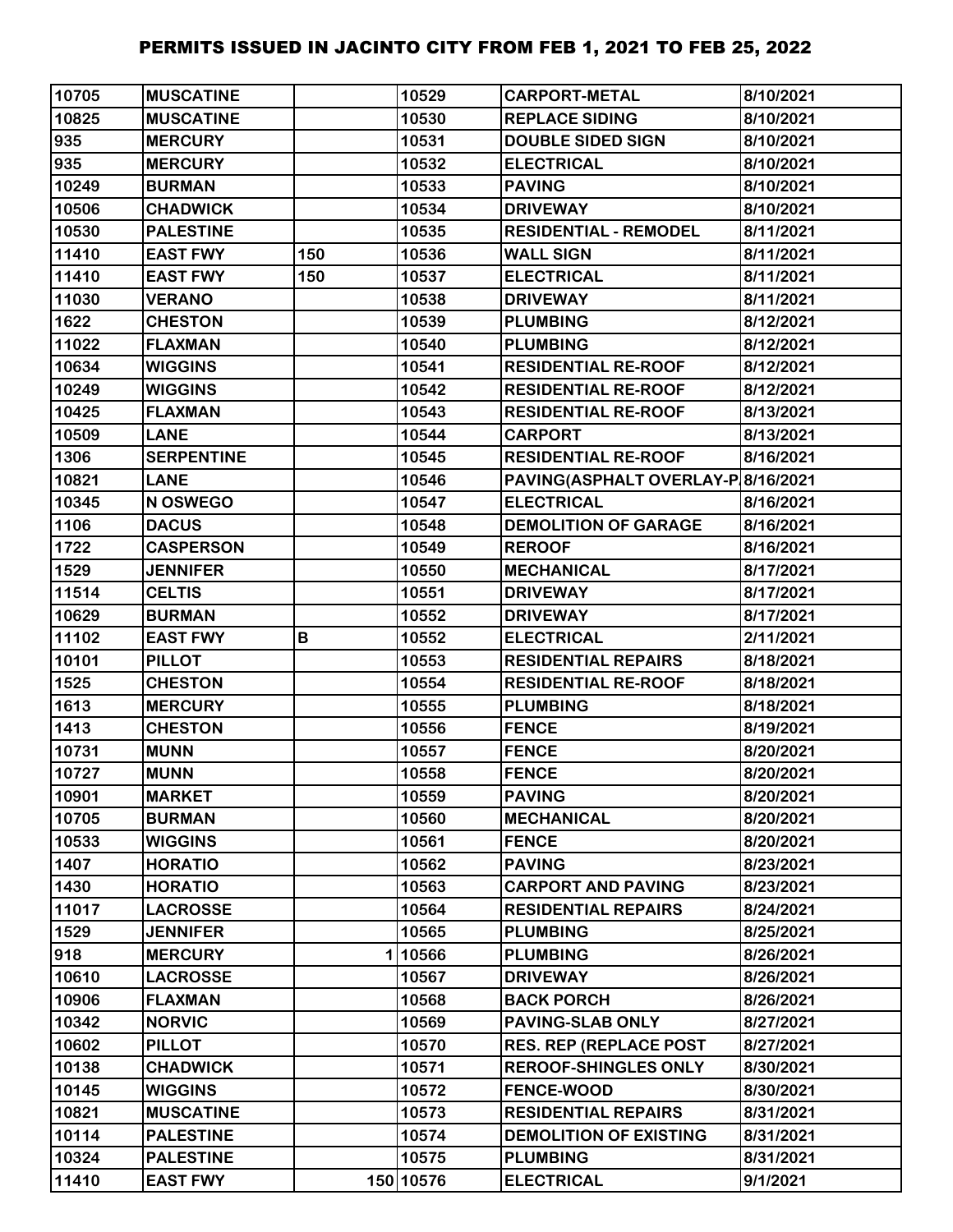| | | | | | |
|---|---|---|---|---|---|
| 10705 | MUSCATINE | | 10529 | CARPORT-METAL | 8/10/2021 |
| 10825 | MUSCATINE | | 10530 | REPLACE SIDING | 8/10/2021 |
| 935 | MERCURY | | 10531 | DOUBLE SIDED SIGN | 8/10/2021 |
| 935 | MERCURY | | 10532 | ELECTRICAL | 8/10/2021 |
| 10249 | BURMAN | | 10533 | PAVING | 8/10/2021 |
| 10506 | CHADWICK | | 10534 | DRIVEWAY | 8/10/2021 |
| 10530 | PALESTINE | | 10535 | RESIDENTIAL - REMODEL | 8/11/2021 |
| 11410 | EAST FWY | 150 | 10536 | WALL SIGN | 8/11/2021 |
| 11410 | EAST FWY | 150 | 10537 | ELECTRICAL | 8/11/2021 |
| 11030 | VERANO | | 10538 | DRIVEWAY | 8/11/2021 |
| 1622 | CHESTON | | 10539 | PLUMBING | 8/12/2021 |
| 11022 | FLAXMAN | | 10540 | PLUMBING | 8/12/2021 |
| 10634 | WIGGINS | | 10541 | RESIDENTIAL RE-ROOF | 8/12/2021 |
| 10249 | WIGGINS | | 10542 | RESIDENTIAL RE-ROOF | 8/12/2021 |
| 10425 | FLAXMAN | | 10543 | RESIDENTIAL RE-ROOF | 8/13/2021 |
| 10509 | LANE | | 10544 | CARPORT | 8/13/2021 |
| 1306 | SERPENTINE | | 10545 | RESIDENTIAL RE-ROOF | 8/16/2021 |
| 10821 | LANE | | 10546 | PAVING(ASPHALT OVERLAY-P | 8/16/2021 |
| 10345 | N OSWEGO | | 10547 | ELECTRICAL | 8/16/2021 |
| 1106 | DACUS | | 10548 | DEMOLITION OF GARAGE | 8/16/2021 |
| 1722 | CASPERSON | | 10549 | REROOF | 8/16/2021 |
| 1529 | JENNIFER | | 10550 | MECHANICAL | 8/17/2021 |
| 11514 | CELTIS | | 10551 | DRIVEWAY | 8/17/2021 |
| 10629 | BURMAN | | 10552 | DRIVEWAY | 8/17/2021 |
| 11102 | EAST FWY | B | 10552 | ELECTRICAL | 2/11/2021 |
| 10101 | PILLOT | | 10553 | RESIDENTIAL REPAIRS | 8/18/2021 |
| 1525 | CHESTON | | 10554 | RESIDENTIAL RE-ROOF | 8/18/2021 |
| 1613 | MERCURY | | 10555 | PLUMBING | 8/18/2021 |
| 1413 | CHESTON | | 10556 | FENCE | 8/19/2021 |
| 10731 | MUNN | | 10557 | FENCE | 8/20/2021 |
| 10727 | MUNN | | 10558 | FENCE | 8/20/2021 |
| 10901 | MARKET | | 10559 | PAVING | 8/20/2021 |
| 10705 | BURMAN | | 10560 | MECHANICAL | 8/20/2021 |
| 10533 | WIGGINS | | 10561 | FENCE | 8/20/2021 |
| 1407 | HORATIO | | 10562 | PAVING | 8/23/2021 |
| 1430 | HORATIO | | 10563 | CARPORT AND PAVING | 8/23/2021 |
| 11017 | LACROSSE | | 10564 | RESIDENTIAL REPAIRS | 8/24/2021 |
| 1529 | JENNIFER | | 10565 | PLUMBING | 8/25/2021 |
| 918 | MERCURY | 1 | 10566 | PLUMBING | 8/26/2021 |
| 10610 | LACROSSE | | 10567 | DRIVEWAY | 8/26/2021 |
| 10906 | FLAXMAN | | 10568 | BACK PORCH | 8/26/2021 |
| 10342 | NORVIC | | 10569 | PAVING-SLAB ONLY | 8/27/2021 |
| 10602 | PILLOT | | 10570 | RES. REP (REPLACE POST | 8/27/2021 |
| 10138 | CHADWICK | | 10571 | REROOF-SHINGLES ONLY | 8/30/2021 |
| 10145 | WIGGINS | | 10572 | FENCE-WOOD | 8/30/2021 |
| 10821 | MUSCATINE | | 10573 | RESIDENTIAL REPAIRS | 8/31/2021 |
| 10114 | PALESTINE | | 10574 | DEMOLITION OF EXISTING | 8/31/2021 |
| 10324 | PALESTINE | | 10575 | PLUMBING | 8/31/2021 |
| 11410 | EAST FWY | 150 | 10576 | ELECTRICAL | 9/1/2021 |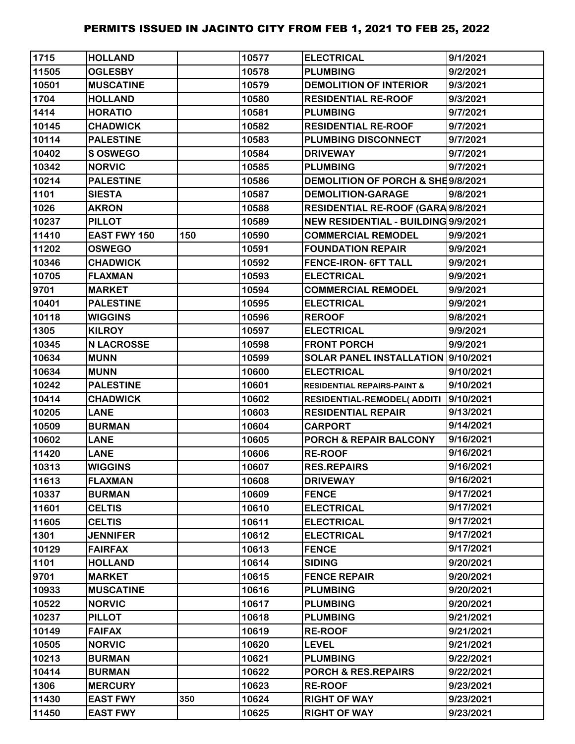# PERMITS ISSUED IN JACINTO CITY FROM FEB 1, 2021 TO FEB 25, 2022

| | | | | | |
|---|---|---|---|---|---|
| 1715 | HOLLAND | | 10577 | ELECTRICAL | 9/1/2021 |
| 11505 | OGLESBY | | 10578 | PLUMBING | 9/2/2021 |
| 10501 | MUSCATINE | | 10579 | DEMOLITION OF INTERIOR | 9/3/2021 |
| 1704 | HOLLAND | | 10580 | RESIDENTIAL RE-ROOF | 9/3/2021 |
| 1414 | HORATIO | | 10581 | PLUMBING | 9/7/2021 |
| 10145 | CHADWICK | | 10582 | RESIDENTIAL RE-ROOF | 9/7/2021 |
| 10114 | PALESTINE | | 10583 | PLUMBING DISCONNECT | 9/7/2021 |
| 10402 | S OSWEGO | | 10584 | DRIVEWAY | 9/7/2021 |
| 10342 | NORVIC | | 10585 | PLUMBING | 9/7/2021 |
| 10214 | PALESTINE | | 10586 | DEMOLITION OF PORCH & SHE | 9/8/2021 |
| 1101 | SIESTA | | 10587 | DEMOLITION-GARAGE | 9/8/2021 |
| 1026 | AKRON | | 10588 | RESIDENTIAL RE-ROOF (GARA | 9/8/2021 |
| 10237 | PILLOT | | 10589 | NEW RESIDENTIAL - BUILDING | 9/9/2021 |
| 11410 | EAST FWY 150 | 150 | 10590 | COMMERCIAL REMODEL | 9/9/2021 |
| 11202 | OSWEGO | | 10591 | FOUNDATION REPAIR | 9/9/2021 |
| 10346 | CHADWICK | | 10592 | FENCE-IRON- 6FT TALL | 9/9/2021 |
| 10705 | FLAXMAN | | 10593 | ELECTRICAL | 9/9/2021 |
| 9701 | MARKET | | 10594 | COMMERCIAL REMODEL | 9/9/2021 |
| 10401 | PALESTINE | | 10595 | ELECTRICAL | 9/9/2021 |
| 10118 | WIGGINS | | 10596 | REROOF | 9/8/2021 |
| 1305 | KILROY | | 10597 | ELECTRICAL | 9/9/2021 |
| 10345 | N LACROSSE | | 10598 | FRONT PORCH | 9/9/2021 |
| 10634 | MUNN | | 10599 | SOLAR PANEL INSTALLATION | 9/10/2021 |
| 10634 | MUNN | | 10600 | ELECTRICAL | 9/10/2021 |
| 10242 | PALESTINE | | 10601 | RESIDENTIAL REPAIRS-PAINT & | 9/10/2021 |
| 10414 | CHADWICK | | 10602 | RESIDENTIAL-REMODEL( ADDITI | 9/10/2021 |
| 10205 | LANE | | 10603 | RESIDENTIAL REPAIR | 9/13/2021 |
| 10509 | BURMAN | | 10604 | CARPORT | 9/14/2021 |
| 10602 | LANE | | 10605 | PORCH & REPAIR BALCONY | 9/16/2021 |
| 11420 | LANE | | 10606 | RE-ROOF | 9/16/2021 |
| 10313 | WIGGINS | | 10607 | RES.REPAIRS | 9/16/2021 |
| 11613 | FLAXMAN | | 10608 | DRIVEWAY | 9/16/2021 |
| 10337 | BURMAN | | 10609 | FENCE | 9/17/2021 |
| 11601 | CELTIS | | 10610 | ELECTRICAL | 9/17/2021 |
| 11605 | CELTIS | | 10611 | ELECTRICAL | 9/17/2021 |
| 1301 | JENNIFER | | 10612 | ELECTRICAL | 9/17/2021 |
| 10129 | FAIRFAX | | 10613 | FENCE | 9/17/2021 |
| 1101 | HOLLAND | | 10614 | SIDING | 9/20/2021 |
| 9701 | MARKET | | 10615 | FENCE REPAIR | 9/20/2021 |
| 10933 | MUSCATINE | | 10616 | PLUMBING | 9/20/2021 |
| 10522 | NORVIC | | 10617 | PLUMBING | 9/20/2021 |
| 10237 | PILLOT | | 10618 | PLUMBING | 9/21/2021 |
| 10149 | FAIFAX | | 10619 | RE-ROOF | 9/21/2021 |
| 10505 | NORVIC | | 10620 | LEVEL | 9/21/2021 |
| 10213 | BURMAN | | 10621 | PLUMBING | 9/22/2021 |
| 10414 | BURMAN | | 10622 | PORCH & RES.REPAIRS | 9/22/2021 |
| 1306 | MERCURY | | 10623 | RE-ROOF | 9/23/2021 |
| 11430 | EAST FWY | 350 | 10624 | RIGHT OF WAY | 9/23/2021 |
| 11450 | EAST FWY | | 10625 | RIGHT OF WAY | 9/23/2021 |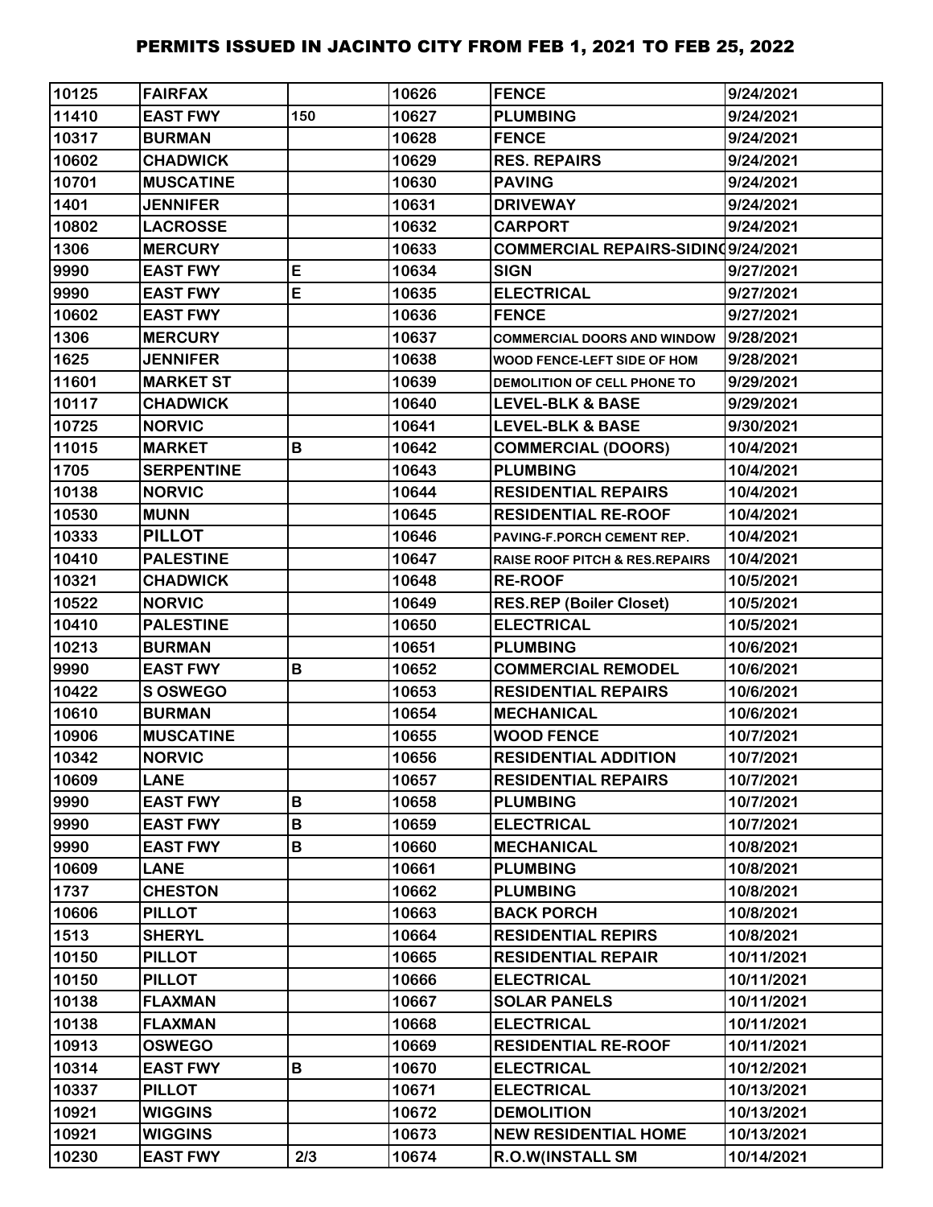# PERMITS ISSUED IN JACINTO CITY FROM FEB 1, 2021 TO FEB 25, 2022

| | | | | | |
|---|---|---|---|---|---|
| 10125 | FAIRFAX | | 10626 | FENCE | 9/24/2021 |
| 11410 | EAST FWY | 150 | 10627 | PLUMBING | 9/24/2021 |
| 10317 | BURMAN | | 10628 | FENCE | 9/24/2021 |
| 10602 | CHADWICK | | 10629 | RES. REPAIRS | 9/24/2021 |
| 10701 | MUSCATINE | | 10630 | PAVING | 9/24/2021 |
| 1401 | JENNIFER | | 10631 | DRIVEWAY | 9/24/2021 |
| 10802 | LACROSSE | | 10632 | CARPORT | 9/24/2021 |
| 1306 | MERCURY | | 10633 | COMMERCIAL REPAIRS-SIDING | 9/24/2021 |
| 9990 | EAST FWY | E | 10634 | SIGN | 9/27/2021 |
| 9990 | EAST FWY | E | 10635 | ELECTRICAL | 9/27/2021 |
| 10602 | EAST FWY | | 10636 | FENCE | 9/27/2021 |
| 1306 | MERCURY | | 10637 | COMMERCIAL DOORS AND WINDOW | 9/28/2021 |
| 1625 | JENNIFER | | 10638 | WOOD FENCE-LEFT SIDE OF HOM | 9/28/2021 |
| 11601 | MARKET ST | | 10639 | DEMOLITION OF CELL PHONE TO | 9/29/2021 |
| 10117 | CHADWICK | | 10640 | LEVEL-BLK & BASE | 9/29/2021 |
| 10725 | NORVIC | | 10641 | LEVEL-BLK & BASE | 9/30/2021 |
| 11015 | MARKET | B | 10642 | COMMERCIAL (DOORS) | 10/4/2021 |
| 1705 | SERPENTINE | | 10643 | PLUMBING | 10/4/2021 |
| 10138 | NORVIC | | 10644 | RESIDENTIAL REPAIRS | 10/4/2021 |
| 10530 | MUNN | | 10645 | RESIDENTIAL RE-ROOF | 10/4/2021 |
| 10333 | PILLOT | | 10646 | PAVING-F.PORCH CEMENT REP. | 10/4/2021 |
| 10410 | PALESTINE | | 10647 | RAISE ROOF PITCH & RES.REPAIRS | 10/4/2021 |
| 10321 | CHADWICK | | 10648 | RE-ROOF | 10/5/2021 |
| 10522 | NORVIC | | 10649 | RES.REP (Boiler Closet) | 10/5/2021 |
| 10410 | PALESTINE | | 10650 | ELECTRICAL | 10/5/2021 |
| 10213 | BURMAN | | 10651 | PLUMBING | 10/6/2021 |
| 9990 | EAST FWY | B | 10652 | COMMERCIAL REMODEL | 10/6/2021 |
| 10422 | S OSWEGO | | 10653 | RESIDENTIAL REPAIRS | 10/6/2021 |
| 10610 | BURMAN | | 10654 | MECHANICAL | 10/6/2021 |
| 10906 | MUSCATINE | | 10655 | WOOD FENCE | 10/7/2021 |
| 10342 | NORVIC | | 10656 | RESIDENTIAL ADDITION | 10/7/2021 |
| 10609 | LANE | | 10657 | RESIDENTIAL REPAIRS | 10/7/2021 |
| 9990 | EAST FWY | B | 10658 | PLUMBING | 10/7/2021 |
| 9990 | EAST FWY | B | 10659 | ELECTRICAL | 10/7/2021 |
| 9990 | EAST FWY | B | 10660 | MECHANICAL | 10/8/2021 |
| 10609 | LANE | | 10661 | PLUMBING | 10/8/2021 |
| 1737 | CHESTON | | 10662 | PLUMBING | 10/8/2021 |
| 10606 | PILLOT | | 10663 | BACK PORCH | 10/8/2021 |
| 1513 | SHERYL | | 10664 | RESIDENTIAL REPIRS | 10/8/2021 |
| 10150 | PILLOT | | 10665 | RESIDENTIAL REPAIR | 10/11/2021 |
| 10150 | PILLOT | | 10666 | ELECTRICAL | 10/11/2021 |
| 10138 | FLAXMAN | | 10667 | SOLAR PANELS | 10/11/2021 |
| 10138 | FLAXMAN | | 10668 | ELECTRICAL | 10/11/2021 |
| 10913 | OSWEGO | | 10669 | RESIDENTIAL RE-ROOF | 10/11/2021 |
| 10314 | EAST FWY | B | 10670 | ELECTRICAL | 10/12/2021 |
| 10337 | PILLOT | | 10671 | ELECTRICAL | 10/13/2021 |
| 10921 | WIGGINS | | 10672 | DEMOLITION | 10/13/2021 |
| 10921 | WIGGINS | | 10673 | NEW RESIDENTIAL HOME | 10/13/2021 |
| 10230 | EAST FWY | 2/3 | 10674 | R.O.W(INSTALL SM | 10/14/2021 |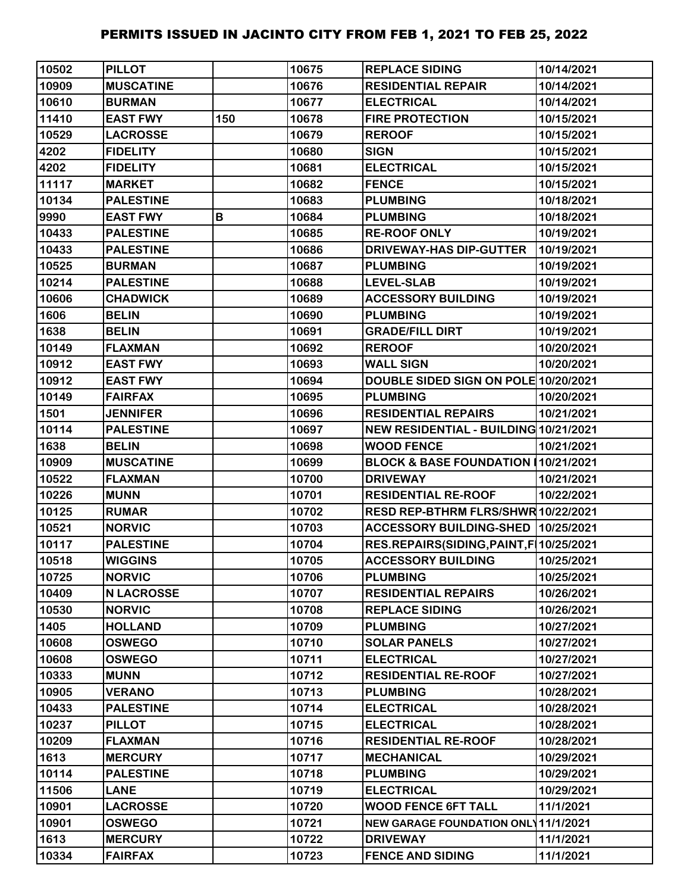# PERMITS ISSUED IN JACINTO CITY FROM FEB 1, 2021 TO FEB 25, 2022

| | | | | | |
|---|---|---|---|---|---|
| 10502 | PILLOT | | 10675 | REPLACE SIDING | 10/14/2021 |
| 10909 | MUSCATINE | | 10676 | RESIDENTIAL REPAIR | 10/14/2021 |
| 10610 | BURMAN | | 10677 | ELECTRICAL | 10/14/2021 |
| 11410 | EAST FWY | 150 | 10678 | FIRE PROTECTION | 10/15/2021 |
| 10529 | LACROSSE | | 10679 | REROOF | 10/15/2021 |
| 4202 | FIDELITY | | 10680 | SIGN | 10/15/2021 |
| 4202 | FIDELITY | | 10681 | ELECTRICAL | 10/15/2021 |
| 11117 | MARKET | | 10682 | FENCE | 10/15/2021 |
| 10134 | PALESTINE | | 10683 | PLUMBING | 10/18/2021 |
| 9990 | EAST FWY | B | 10684 | PLUMBING | 10/18/2021 |
| 10433 | PALESTINE | | 10685 | RE-ROOF ONLY | 10/19/2021 |
| 10433 | PALESTINE | | 10686 | DRIVEWAY-HAS DIP-GUTTER | 10/19/2021 |
| 10525 | BURMAN | | 10687 | PLUMBING | 10/19/2021 |
| 10214 | PALESTINE | | 10688 | LEVEL-SLAB | 10/19/2021 |
| 10606 | CHADWICK | | 10689 | ACCESSORY BUILDING | 10/19/2021 |
| 1606 | BELIN | | 10690 | PLUMBING | 10/19/2021 |
| 1638 | BELIN | | 10691 | GRADE/FILL DIRT | 10/19/2021 |
| 10149 | FLAXMAN | | 10692 | REROOF | 10/20/2021 |
| 10912 | EAST FWY | | 10693 | WALL SIGN | 10/20/2021 |
| 10912 | EAST FWY | | 10694 | DOUBLE SIDED SIGN ON POLE | 10/20/2021 |
| 10149 | FAIRFAX | | 10695 | PLUMBING | 10/20/2021 |
| 1501 | JENNIFER | | 10696 | RESIDENTIAL REPAIRS | 10/21/2021 |
| 10114 | PALESTINE | | 10697 | NEW RESIDENTIAL - BUILDING | 10/21/2021 |
| 1638 | BELIN | | 10698 | WOOD FENCE | 10/21/2021 |
| 10909 | MUSCATINE | | 10699 | BLOCK & BASE FOUNDATION I | 10/21/2021 |
| 10522 | FLAXMAN | | 10700 | DRIVEWAY | 10/21/2021 |
| 10226 | MUNN | | 10701 | RESIDENTIAL RE-ROOF | 10/22/2021 |
| 10125 | RUMAR | | 10702 | RESD REP-BTHRM FLRS/SHWR | 10/22/2021 |
| 10521 | NORVIC | | 10703 | ACCESSORY BUILDING-SHED | 10/25/2021 |
| 10117 | PALESTINE | | 10704 | RES.REPAIRS(SIDING,PAINT,F | 10/25/2021 |
| 10518 | WIGGINS | | 10705 | ACCESSORY BUILDING | 10/25/2021 |
| 10725 | NORVIC | | 10706 | PLUMBING | 10/25/2021 |
| 10409 | N LACROSSE | | 10707 | RESIDENTIAL REPAIRS | 10/26/2021 |
| 10530 | NORVIC | | 10708 | REPLACE SIDING | 10/26/2021 |
| 1405 | HOLLAND | | 10709 | PLUMBING | 10/27/2021 |
| 10608 | OSWEGO | | 10710 | SOLAR PANELS | 10/27/2021 |
| 10608 | OSWEGO | | 10711 | ELECTRICAL | 10/27/2021 |
| 10333 | MUNN | | 10712 | RESIDENTIAL RE-ROOF | 10/27/2021 |
| 10905 | VERANO | | 10713 | PLUMBING | 10/28/2021 |
| 10433 | PALESTINE | | 10714 | ELECTRICAL | 10/28/2021 |
| 10237 | PILLOT | | 10715 | ELECTRICAL | 10/28/2021 |
| 10209 | FLAXMAN | | 10716 | RESIDENTIAL RE-ROOF | 10/28/2021 |
| 1613 | MERCURY | | 10717 | MECHANICAL | 10/29/2021 |
| 10114 | PALESTINE | | 10718 | PLUMBING | 10/29/2021 |
| 11506 | LANE | | 10719 | ELECTRICAL | 10/29/2021 |
| 10901 | LACROSSE | | 10720 | WOOD FENCE 6FT TALL | 11/1/2021 |
| 10901 | OSWEGO | | 10721 | NEW GARAGE FOUNDATION ONLY | 11/1/2021 |
| 1613 | MERCURY | | 10722 | DRIVEWAY | 11/1/2021 |
| 10334 | FAIRFAX | | 10723 | FENCE AND SIDING | 11/1/2021 |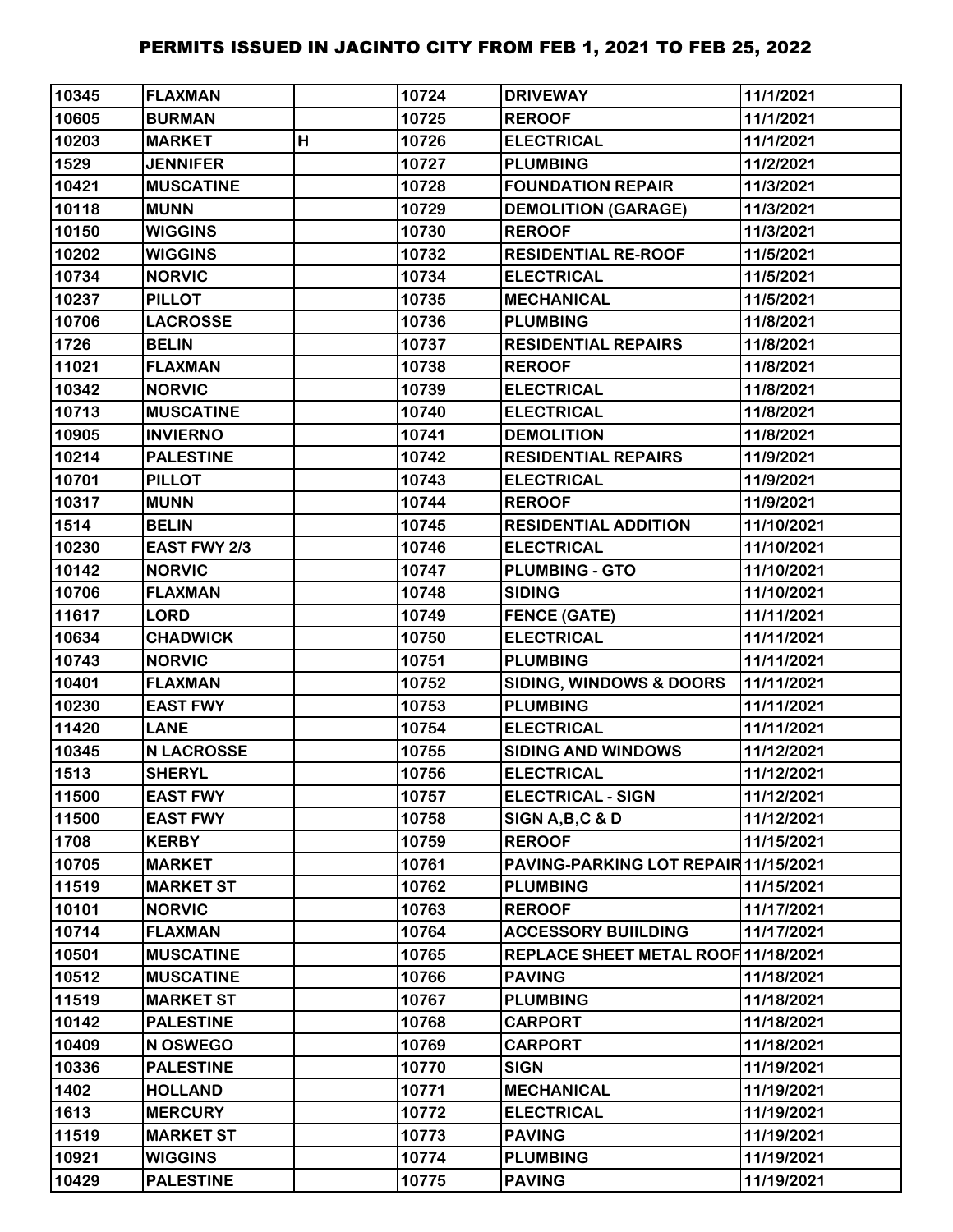| 10345 | FLAXMAN | | 10724 | DRIVEWAY | 11/1/2021 |
|---|---|---|---|---|---|
| 10605 | BURMAN | | 10725 | REROOF | 11/1/2021 |
| 10203 | MARKET | H | 10726 | ELECTRICAL | 11/1/2021 |
| 1529 | JENNIFER | | 10727 | PLUMBING | 11/2/2021 |
| 10421 | MUSCATINE | | 10728 | FOUNDATION REPAIR | 11/3/2021 |
| 10118 | MUNN | | 10729 | DEMOLITION (GARAGE) | 11/3/2021 |
| 10150 | WIGGINS | | 10730 | REROOF | 11/3/2021 |
| 10202 | WIGGINS | | 10732 | RESIDENTIAL RE-ROOF | 11/5/2021 |
| 10734 | NORVIC | | 10734 | ELECTRICAL | 11/5/2021 |
| 10237 | PILLOT | | 10735 | MECHANICAL | 11/5/2021 |
| 10706 | LACROSSE | | 10736 | PLUMBING | 11/8/2021 |
| 1726 | BELIN | | 10737 | RESIDENTIAL REPAIRS | 11/8/2021 |
| 11021 | FLAXMAN | | 10738 | REROOF | 11/8/2021 |
| 10342 | NORVIC | | 10739 | ELECTRICAL | 11/8/2021 |
| 10713 | MUSCATINE | | 10740 | ELECTRICAL | 11/8/2021 |
| 10905 | INVIERNO | | 10741 | DEMOLITION | 11/8/2021 |
| 10214 | PALESTINE | | 10742 | RESIDENTIAL REPAIRS | 11/9/2021 |
| 10701 | PILLOT | | 10743 | ELECTRICAL | 11/9/2021 |
| 10317 | MUNN | | 10744 | REROOF | 11/9/2021 |
| 1514 | BELIN | | 10745 | RESIDENTIAL ADDITION | 11/10/2021 |
| 10230 | EAST FWY 2/3 | | 10746 | ELECTRICAL | 11/10/2021 |
| 10142 | NORVIC | | 10747 | PLUMBING - GTO | 11/10/2021 |
| 10706 | FLAXMAN | | 10748 | SIDING | 11/10/2021 |
| 11617 | LORD | | 10749 | FENCE (GATE) | 11/11/2021 |
| 10634 | CHADWICK | | 10750 | ELECTRICAL | 11/11/2021 |
| 10743 | NORVIC | | 10751 | PLUMBING | 11/11/2021 |
| 10401 | FLAXMAN | | 10752 | SIDING, WINDOWS & DOORS | 11/11/2021 |
| 10230 | EAST FWY | | 10753 | PLUMBING | 11/11/2021 |
| 11420 | LANE | | 10754 | ELECTRICAL | 11/11/2021 |
| 10345 | N LACROSSE | | 10755 | SIDING AND WINDOWS | 11/12/2021 |
| 1513 | SHERYL | | 10756 | ELECTRICAL | 11/12/2021 |
| 11500 | EAST FWY | | 10757 | ELECTRICAL - SIGN | 11/12/2021 |
| 11500 | EAST FWY | | 10758 | SIGN A,B,C & D | 11/12/2021 |
| 1708 | KERBY | | 10759 | REROOF | 11/15/2021 |
| 10705 | MARKET | | 10761 | PAVING-PARKING LOT REPAIR | 11/15/2021 |
| 11519 | MARKET ST | | 10762 | PLUMBING | 11/15/2021 |
| 10101 | NORVIC | | 10763 | REROOF | 11/17/2021 |
| 10714 | FLAXMAN | | 10764 | ACCESSORY BUIILDING | 11/17/2021 |
| 10501 | MUSCATINE | | 10765 | REPLACE SHEET METAL ROOF | 11/18/2021 |
| 10512 | MUSCATINE | | 10766 | PAVING | 11/18/2021 |
| 11519 | MARKET ST | | 10767 | PLUMBING | 11/18/2021 |
| 10142 | PALESTINE | | 10768 | CARPORT | 11/18/2021 |
| 10409 | N OSWEGO | | 10769 | CARPORT | 11/18/2021 |
| 10336 | PALESTINE | | 10770 | SIGN | 11/19/2021 |
| 1402 | HOLLAND | | 10771 | MECHANICAL | 11/19/2021 |
| 1613 | MERCURY | | 10772 | ELECTRICAL | 11/19/2021 |
| 11519 | MARKET ST | | 10773 | PAVING | 11/19/2021 |
| 10921 | WIGGINS | | 10774 | PLUMBING | 11/19/2021 |
| 10429 | PALESTINE | | 10775 | PAVING | 11/19/2021 |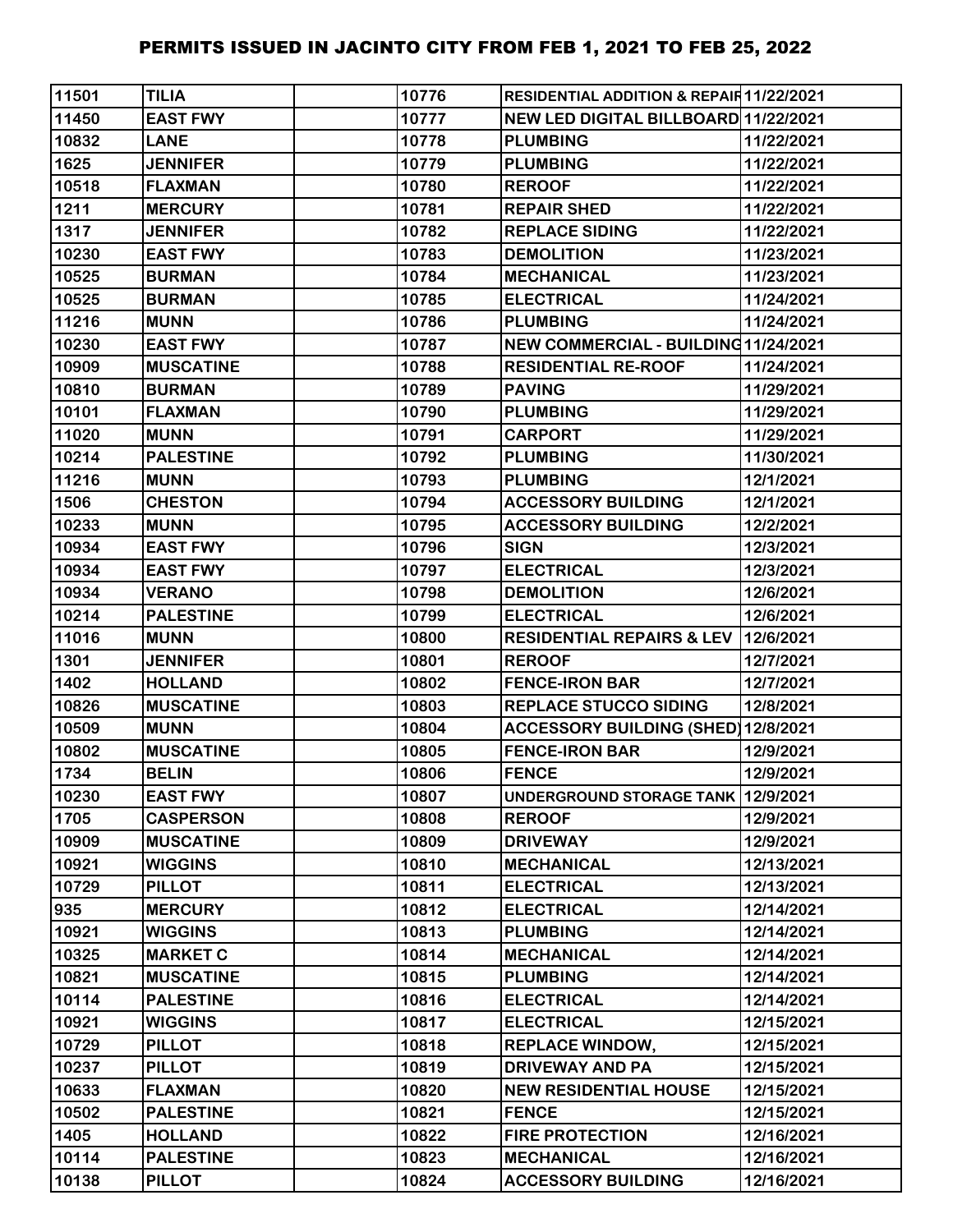# PERMITS ISSUED IN JACINTO CITY FROM FEB 1, 2021 TO FEB 25, 2022

| | | | | | |
|---|---|---|---|---|---|
| 11501 | TILIA | | 10776 | RESIDENTIAL ADDITION & REPAIR | 11/22/2021 |
| 11450 | EAST FWY | | 10777 | NEW LED DIGITAL BILLBOARD | 11/22/2021 |
| 10832 | LANE | | 10778 | PLUMBING | 11/22/2021 |
| 1625 | JENNIFER | | 10779 | PLUMBING | 11/22/2021 |
| 10518 | FLAXMAN | | 10780 | REROOF | 11/22/2021 |
| 1211 | MERCURY | | 10781 | REPAIR SHED | 11/22/2021 |
| 1317 | JENNIFER | | 10782 | REPLACE SIDING | 11/22/2021 |
| 10230 | EAST FWY | | 10783 | DEMOLITION | 11/23/2021 |
| 10525 | BURMAN | | 10784 | MECHANICAL | 11/23/2021 |
| 10525 | BURMAN | | 10785 | ELECTRICAL | 11/24/2021 |
| 11216 | MUNN | | 10786 | PLUMBING | 11/24/2021 |
| 10230 | EAST FWY | | 10787 | NEW COMMERCIAL - BUILDING | 11/24/2021 |
| 10909 | MUSCATINE | | 10788 | RESIDENTIAL RE-ROOF | 11/24/2021 |
| 10810 | BURMAN | | 10789 | PAVING | 11/29/2021 |
| 10101 | FLAXMAN | | 10790 | PLUMBING | 11/29/2021 |
| 11020 | MUNN | | 10791 | CARPORT | 11/29/2021 |
| 10214 | PALESTINE | | 10792 | PLUMBING | 11/30/2021 |
| 11216 | MUNN | | 10793 | PLUMBING | 12/1/2021 |
| 1506 | CHESTON | | 10794 | ACCESSORY BUILDING | 12/1/2021 |
| 10233 | MUNN | | 10795 | ACCESSORY BUILDING | 12/2/2021 |
| 10934 | EAST FWY | | 10796 | SIGN | 12/3/2021 |
| 10934 | EAST FWY | | 10797 | ELECTRICAL | 12/3/2021 |
| 10934 | VERANO | | 10798 | DEMOLITION | 12/6/2021 |
| 10214 | PALESTINE | | 10799 | ELECTRICAL | 12/6/2021 |
| 11016 | MUNN | | 10800 | RESIDENTIAL REPAIRS & LEV | 12/6/2021 |
| 1301 | JENNIFER | | 10801 | REROOF | 12/7/2021 |
| 1402 | HOLLAND | | 10802 | FENCE-IRON BAR | 12/7/2021 |
| 10826 | MUSCATINE | | 10803 | REPLACE STUCCO SIDING | 12/8/2021 |
| 10509 | MUNN | | 10804 | ACCESSORY BUILDING (SHED) | 12/8/2021 |
| 10802 | MUSCATINE | | 10805 | FENCE-IRON BAR | 12/9/2021 |
| 1734 | BELIN | | 10806 | FENCE | 12/9/2021 |
| 10230 | EAST FWY | | 10807 | UNDERGROUND STORAGE TANK | 12/9/2021 |
| 1705 | CASPERSON | | 10808 | REROOF | 12/9/2021 |
| 10909 | MUSCATINE | | 10809 | DRIVEWAY | 12/9/2021 |
| 10921 | WIGGINS | | 10810 | MECHANICAL | 12/13/2021 |
| 10729 | PILLOT | | 10811 | ELECTRICAL | 12/13/2021 |
| 935 | MERCURY | | 10812 | ELECTRICAL | 12/14/2021 |
| 10921 | WIGGINS | | 10813 | PLUMBING | 12/14/2021 |
| 10325 | MARKET C | | 10814 | MECHANICAL | 12/14/2021 |
| 10821 | MUSCATINE | | 10815 | PLUMBING | 12/14/2021 |
| 10114 | PALESTINE | | 10816 | ELECTRICAL | 12/14/2021 |
| 10921 | WIGGINS | | 10817 | ELECTRICAL | 12/15/2021 |
| 10729 | PILLOT | | 10818 | REPLACE WINDOW, | 12/15/2021 |
| 10237 | PILLOT | | 10819 | DRIVEWAY AND PA | 12/15/2021 |
| 10633 | FLAXMAN | | 10820 | NEW RESIDENTIAL HOUSE | 12/15/2021 |
| 10502 | PALESTINE | | 10821 | FENCE | 12/15/2021 |
| 1405 | HOLLAND | | 10822 | FIRE PROTECTION | 12/16/2021 |
| 10114 | PALESTINE | | 10823 | MECHANICAL | 12/16/2021 |
| 10138 | PILLOT | | 10824 | ACCESSORY BUILDING | 12/16/2021 |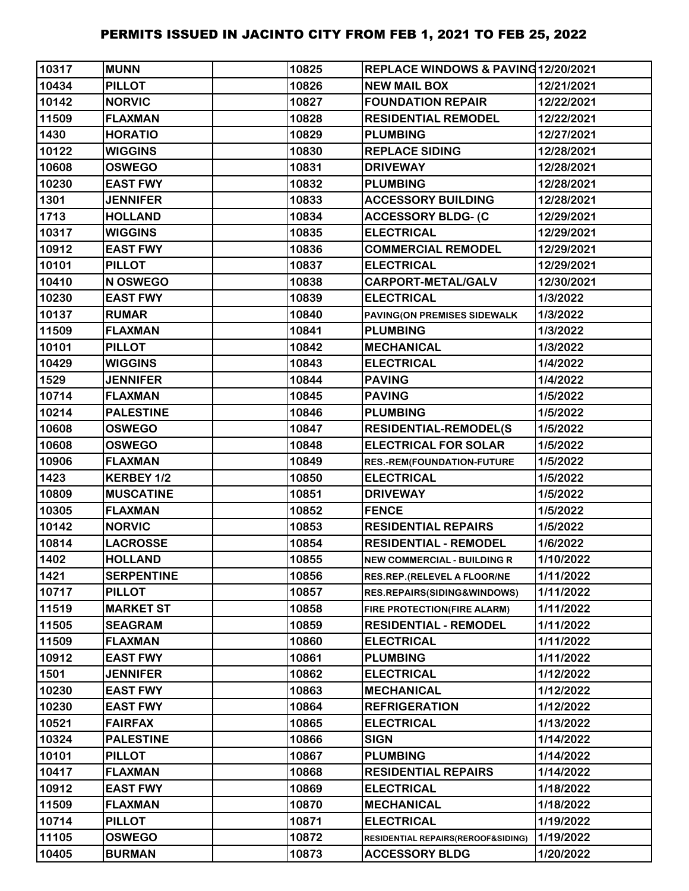| 10317 | MUNN |  | 10825 | REPLACE WINDOWS & PAVING | 12/20/2021 |
|---|---|---|---|---|---|
| 10434 | PILLOT |  | 10826 | NEW MAIL BOX | 12/21/2021 |
| 10142 | NORVIC |  | 10827 | FOUNDATION REPAIR | 12/22/2021 |
| 11509 | FLAXMAN |  | 10828 | RESIDENTIAL REMODEL | 12/22/2021 |
| 1430 | HORATIO |  | 10829 | PLUMBING | 12/27/2021 |
| 10122 | WIGGINS |  | 10830 | REPLACE SIDING | 12/28/2021 |
| 10608 | OSWEGO |  | 10831 | DRIVEWAY | 12/28/2021 |
| 10230 | EAST FWY |  | 10832 | PLUMBING | 12/28/2021 |
| 1301 | JENNIFER |  | 10833 | ACCESSORY BUILDING | 12/28/2021 |
| 1713 | HOLLAND |  | 10834 | ACCESSORY BLDG- (C | 12/29/2021 |
| 10317 | WIGGINS |  | 10835 | ELECTRICAL | 12/29/2021 |
| 10912 | EAST FWY |  | 10836 | COMMERCIAL REMODEL | 12/29/2021 |
| 10101 | PILLOT |  | 10837 | ELECTRICAL | 12/29/2021 |
| 10410 | N OSWEGO |  | 10838 | CARPORT-METAL/GALV | 12/30/2021 |
| 10230 | EAST FWY |  | 10839 | ELECTRICAL | 1/3/2022 |
| 10137 | RUMAR |  | 10840 | PAVING(ON PREMISES SIDEWALK | 1/3/2022 |
| 11509 | FLAXMAN |  | 10841 | PLUMBING | 1/3/2022 |
| 10101 | PILLOT |  | 10842 | MECHANICAL | 1/3/2022 |
| 10429 | WIGGINS |  | 10843 | ELECTRICAL | 1/4/2022 |
| 1529 | JENNIFER |  | 10844 | PAVING | 1/4/2022 |
| 10714 | FLAXMAN |  | 10845 | PAVING | 1/5/2022 |
| 10214 | PALESTINE |  | 10846 | PLUMBING | 1/5/2022 |
| 10608 | OSWEGO |  | 10847 | RESIDENTIAL-REMODEL(S | 1/5/2022 |
| 10608 | OSWEGO |  | 10848 | ELECTRICAL FOR SOLAR | 1/5/2022 |
| 10906 | FLAXMAN |  | 10849 | RES.-REM(FOUNDATION-FUTURE | 1/5/2022 |
| 1423 | KERBEY 1/2 |  | 10850 | ELECTRICAL | 1/5/2022 |
| 10809 | MUSCATINE |  | 10851 | DRIVEWAY | 1/5/2022 |
| 10305 | FLAXMAN |  | 10852 | FENCE | 1/5/2022 |
| 10142 | NORVIC |  | 10853 | RESIDENTIAL REPAIRS | 1/5/2022 |
| 10814 | LACROSSE |  | 10854 | RESIDENTIAL - REMODEL | 1/6/2022 |
| 1402 | HOLLAND |  | 10855 | NEW COMMERCIAL - BUILDING R | 1/10/2022 |
| 1421 | SERPENTINE |  | 10856 | RES.REP.(RELEVEL A FLOOR/NE | 1/11/2022 |
| 10717 | PILLOT |  | 10857 | RES.REPAIRS(SIDING&WINDOWS) | 1/11/2022 |
| 11519 | MARKET ST |  | 10858 | FIRE PROTECTION(FIRE ALARM) | 1/11/2022 |
| 11505 | SEAGRAM |  | 10859 | RESIDENTIAL - REMODEL | 1/11/2022 |
| 11509 | FLAXMAN |  | 10860 | ELECTRICAL | 1/11/2022 |
| 10912 | EAST FWY |  | 10861 | PLUMBING | 1/11/2022 |
| 1501 | JENNIFER |  | 10862 | ELECTRICAL | 1/12/2022 |
| 10230 | EAST FWY |  | 10863 | MECHANICAL | 1/12/2022 |
| 10230 | EAST FWY |  | 10864 | REFRIGERATION | 1/12/2022 |
| 10521 | FAIRFAX |  | 10865 | ELECTRICAL | 1/13/2022 |
| 10324 | PALESTINE |  | 10866 | SIGN | 1/14/2022 |
| 10101 | PILLOT |  | 10867 | PLUMBING | 1/14/2022 |
| 10417 | FLAXMAN |  | 10868 | RESIDENTIAL REPAIRS | 1/14/2022 |
| 10912 | EAST FWY |  | 10869 | ELECTRICAL | 1/18/2022 |
| 11509 | FLAXMAN |  | 10870 | MECHANICAL | 1/18/2022 |
| 10714 | PILLOT |  | 10871 | ELECTRICAL | 1/19/2022 |
| 11105 | OSWEGO |  | 10872 | RESIDENTIAL REPAIRS(REROOF&SIDING) | 1/19/2022 |
| 10405 | BURMAN |  | 10873 | ACCESSORY BLDG | 1/20/2022 |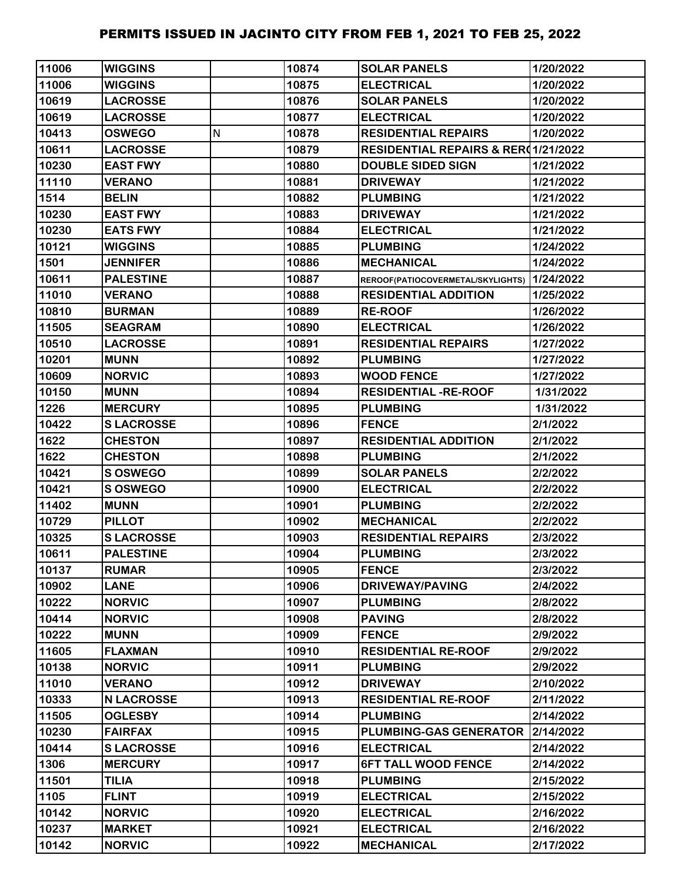# PERMITS ISSUED IN JACINTO CITY FROM FEB 1, 2021 TO FEB 25, 2022

| | | | | | |
|---|---|---|---|---|---|
| 11006 | WIGGINS | | 10874 | SOLAR PANELS | 1/20/2022 |
| 11006 | WIGGINS | | 10875 | ELECTRICAL | 1/20/2022 |
| 10619 | LACROSSE | | 10876 | SOLAR PANELS | 1/20/2022 |
| 10619 | LACROSSE | | 10877 | ELECTRICAL | 1/20/2022 |
| 10413 | OSWEGO | N | 10878 | RESIDENTIAL REPAIRS | 1/20/2022 |
| 10611 | LACROSSE | | 10879 | RESIDENTIAL REPAIRS & RER( | 1/21/2022 |
| 10230 | EAST FWY | | 10880 | DOUBLE SIDED SIGN | 1/21/2022 |
| 11110 | VERANO | | 10881 | DRIVEWAY | 1/21/2022 |
| 1514 | BELIN | | 10882 | PLUMBING | 1/21/2022 |
| 10230 | EAST FWY | | 10883 | DRIVEWAY | 1/21/2022 |
| 10230 | EATS FWY | | 10884 | ELECTRICAL | 1/21/2022 |
| 10121 | WIGGINS | | 10885 | PLUMBING | 1/24/2022 |
| 1501 | JENNIFER | | 10886 | MECHANICAL | 1/24/2022 |
| 10611 | PALESTINE | | 10887 | REROOF(PATIOCOVERMETAL/SKYLIGHTS) | 1/24/2022 |
| 11010 | VERANO | | 10888 | RESIDENTIAL ADDITION | 1/25/2022 |
| 10810 | BURMAN | | 10889 | RE-ROOF | 1/26/2022 |
| 11505 | SEAGRAM | | 10890 | ELECTRICAL | 1/26/2022 |
| 10510 | LACROSSE | | 10891 | RESIDENTIAL REPAIRS | 1/27/2022 |
| 10201 | MUNN | | 10892 | PLUMBING | 1/27/2022 |
| 10609 | NORVIC | | 10893 | WOOD FENCE | 1/27/2022 |
| 10150 | MUNN | | 10894 | RESIDENTIAL -RE-ROOF | 1/31/2022 |
| 1226 | MERCURY | | 10895 | PLUMBING | 1/31/2022 |
| 10422 | S LACROSSE | | 10896 | FENCE | 2/1/2022 |
| 1622 | CHESTON | | 10897 | RESIDENTIAL ADDITION | 2/1/2022 |
| 1622 | CHESTON | | 10898 | PLUMBING | 2/1/2022 |
| 10421 | S OSWEGO | | 10899 | SOLAR PANELS | 2/2/2022 |
| 10421 | S OSWEGO | | 10900 | ELECTRICAL | 2/2/2022 |
| 11402 | MUNN | | 10901 | PLUMBING | 2/2/2022 |
| 10729 | PILLOT | | 10902 | MECHANICAL | 2/2/2022 |
| 10325 | S LACROSSE | | 10903 | RESIDENTIAL REPAIRS | 2/3/2022 |
| 10611 | PALESTINE | | 10904 | PLUMBING | 2/3/2022 |
| 10137 | RUMAR | | 10905 | FENCE | 2/3/2022 |
| 10902 | LANE | | 10906 | DRIVEWAY/PAVING | 2/4/2022 |
| 10222 | NORVIC | | 10907 | PLUMBING | 2/8/2022 |
| 10414 | NORVIC | | 10908 | PAVING | 2/8/2022 |
| 10222 | MUNN | | 10909 | FENCE | 2/9/2022 |
| 11605 | FLAXMAN | | 10910 | RESIDENTIAL RE-ROOF | 2/9/2022 |
| 10138 | NORVIC | | 10911 | PLUMBING | 2/9/2022 |
| 11010 | VERANO | | 10912 | DRIVEWAY | 2/10/2022 |
| 10333 | N LACROSSE | | 10913 | RESIDENTIAL RE-ROOF | 2/11/2022 |
| 11505 | OGLESBY | | 10914 | PLUMBING | 2/14/2022 |
| 10230 | FAIRFAX | | 10915 | PLUMBING-GAS GENERATOR | 2/14/2022 |
| 10414 | S LACROSSE | | 10916 | ELECTRICAL | 2/14/2022 |
| 1306 | MERCURY | | 10917 | 6FT TALL WOOD FENCE | 2/14/2022 |
| 11501 | TILIA | | 10918 | PLUMBING | 2/15/2022 |
| 1105 | FLINT | | 10919 | ELECTRICAL | 2/15/2022 |
| 10142 | NORVIC | | 10920 | ELECTRICAL | 2/16/2022 |
| 10237 | MARKET | | 10921 | ELECTRICAL | 2/16/2022 |
| 10142 | NORVIC | | 10922 | MECHANICAL | 2/17/2022 |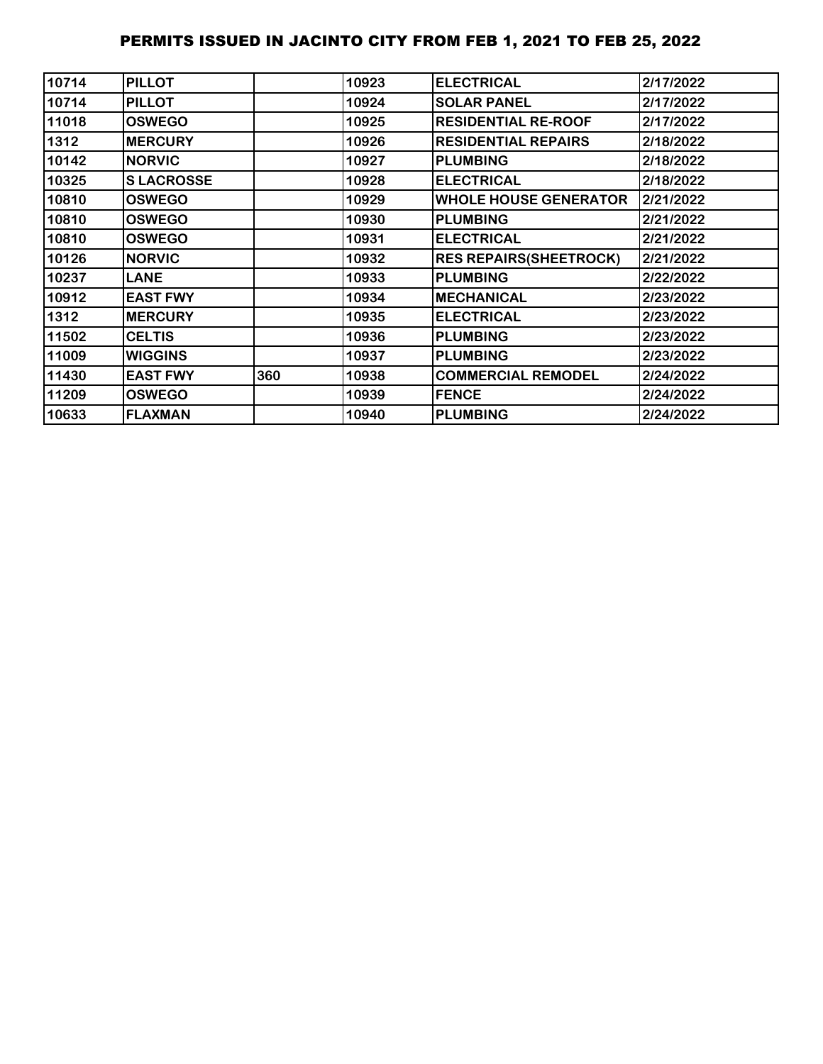| | | | | | |
|---|---|---|---|---|---|
| 10714 | PILLOT | | 10923 | ELECTRICAL | 2/17/2022 |
| 10714 | PILLOT | | 10924 | SOLAR PANEL | 2/17/2022 |
| 11018 | OSWEGO | | 10925 | RESIDENTIAL RE-ROOF | 2/17/2022 |
| 1312 | MERCURY | | 10926 | RESIDENTIAL REPAIRS | 2/18/2022 |
| 10142 | NORVIC | | 10927 | PLUMBING | 2/18/2022 |
| 10325 | S LACROSSE | | 10928 | ELECTRICAL | 2/18/2022 |
| 10810 | OSWEGO | | 10929 | WHOLE HOUSE GENERATOR | 2/21/2022 |
| 10810 | OSWEGO | | 10930 | PLUMBING | 2/21/2022 |
| 10810 | OSWEGO | | 10931 | ELECTRICAL | 2/21/2022 |
| 10126 | NORVIC | | 10932 | RES REPAIRS(SHEETROCK) | 2/21/2022 |
| 10237 | LANE | | 10933 | PLUMBING | 2/22/2022 |
| 10912 | EAST FWY | | 10934 | MECHANICAL | 2/23/2022 |
| 1312 | MERCURY | | 10935 | ELECTRICAL | 2/23/2022 |
| 11502 | CELTIS | | 10936 | PLUMBING | 2/23/2022 |
| 11009 | WIGGINS | | 10937 | PLUMBING | 2/23/2022 |
| 11430 | EAST FWY | 360 | 10938 | COMMERCIAL REMODEL | 2/24/2022 |
| 11209 | OSWEGO | | 10939 | FENCE | 2/24/2022 |
| 10633 | FLAXMAN | | 10940 | PLUMBING | 2/24/2022 |